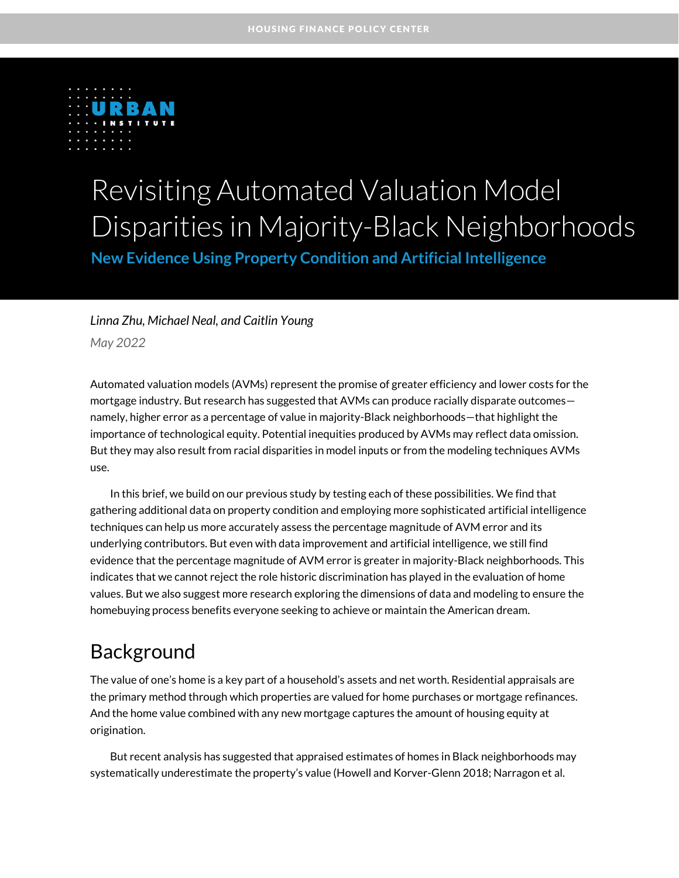HOUSING FINANCE POLICY CENTER

# Revisiting Automated Valuation Model Disparities in Majority-Black Neighborhoods

## New Evidence Using Property Condition and Artificial Intelligence

*Linna Zhu, Michael Neal, and Caitlin Young*

*May 2022*

Automated valuation models (AVMs) represent the promise of greater efficiency and lower costs for the mortgage industry. But research has suggested that AVMs can produce racially disparate outcomes—namely, higher error as a percentage of value in majority-Black neighborhoods—that highlight the importance of technological equity. Potential inequities produced by AVMs may reflect data omission. But they may also result from racial disparities in model inputs or from the modeling techniques AVMs use.

In this brief, we build on our previous study by testing each of these possibilities. We find that gathering additional data on property condition and employing more sophisticated artificial intelligence techniques can help us more accurately assess the percentage magnitude of AVM error and its underlying contributors. But even with data improvement and artificial intelligence, we still find evidence that the percentage magnitude of AVM error is greater in majority-Black neighborhoods. This indicates that we cannot reject the role historic discrimination has played in the evaluation of home values. But we also suggest more research exploring the dimensions of data and modeling to ensure the homebuying process benefits everyone seeking to achieve or maintain the American dream.

## Background

The value of one's home is a key part of a household's assets and net worth. Residential appraisals are the primary method through which properties are valued for home purchases or mortgage refinances. And the home value combined with any new mortgage captures the amount of housing equity at origination.

But recent analysis has suggested that appraised estimates of homes in Black neighborhoods may systematically underestimate the property's value (Howell and Korver-Glenn 2018; Narragon et al.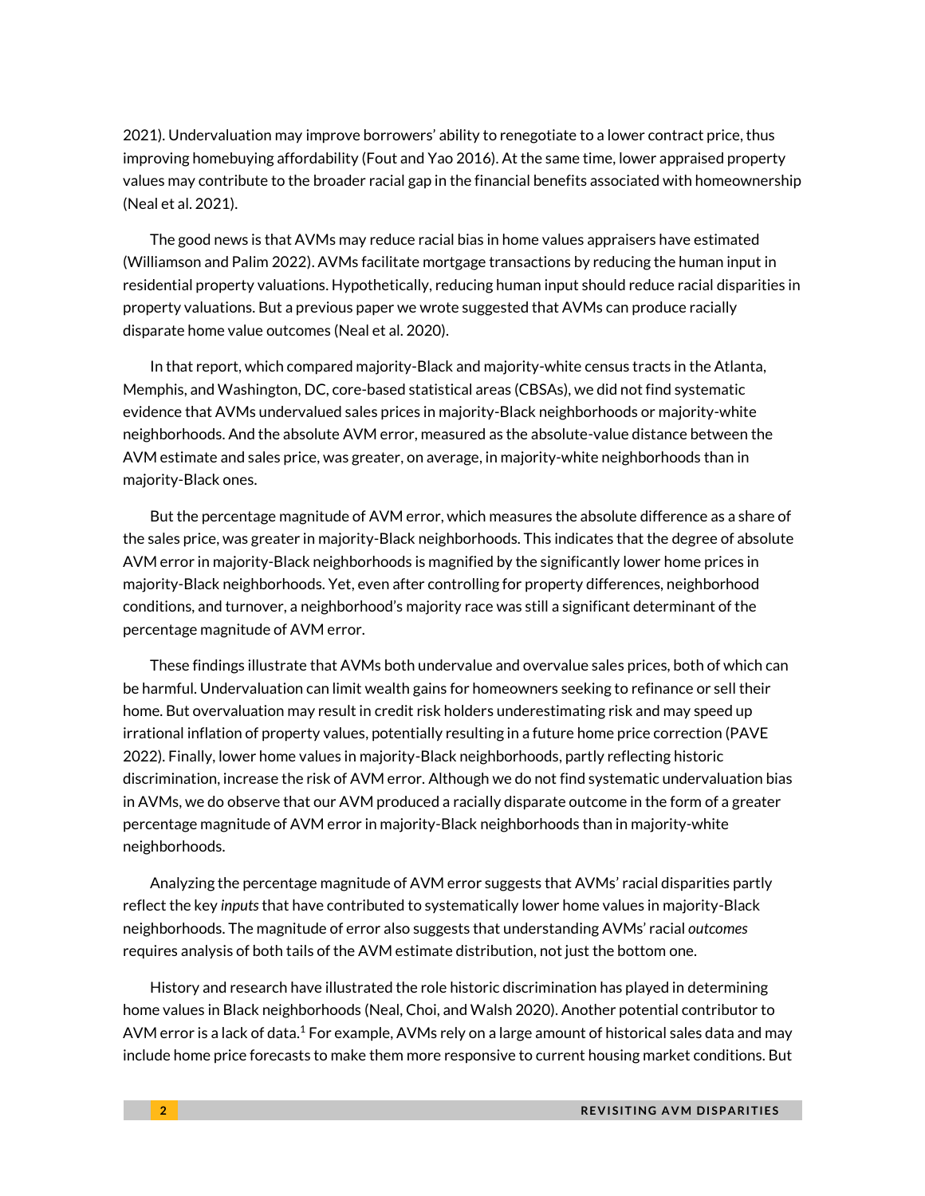2021). Undervaluation may improve borrowers' ability to renegotiate to a lower contract price, thus improving homebuying affordability (Fout and Yao 2016). At the same time, lower appraised property values may contribute to the broader racial gap in the financial benefits associated with homeownership (Neal et al. 2021).

The good news is that AVMs may reduce racial bias in home values appraisers have estimated (Williamson and Palim 2022). AVMs facilitate mortgage transactions by reducing the human input in residential property valuations. Hypothetically, reducing human input should reduce racial disparities in property valuations. But a previous paper we wrote suggested that AVMs can produce racially disparate home value outcomes (Neal et al. 2020).

In that report, which compared majority-Black and majority-white census tracts in the Atlanta, Memphis, and Washington, DC, core-based statistical areas (CBSAs), we did not find systematic evidence that AVMs undervalued sales prices in majority-Black neighborhoods or majority-white neighborhoods. And the absolute AVM error, measured as the absolute-value distance between the AVM estimate and sales price, was greater, on average, in majority-white neighborhoods than in majority-Black ones.

But the percentage magnitude of AVM error, which measures the absolute difference as a share of the sales price, was greater in majority-Black neighborhoods. This indicates that the degree of absolute AVM error in majority-Black neighborhoods is magnified by the significantly lower home prices in majority-Black neighborhoods. Yet, even after controlling for property differences, neighborhood conditions, and turnover, a neighborhood's majority race was still a significant determinant of the percentage magnitude of AVM error.

These findings illustrate that AVMs both undervalue and overvalue sales prices, both of which can be harmful. Undervaluation can limit wealth gains for homeowners seeking to refinance or sell their home. But overvaluation may result in credit risk holders underestimating risk and may speed up irrational inflation of property values, potentially resulting in a future home price correction (PAVE 2022). Finally, lower home values in majority-Black neighborhoods, partly reflecting historic discrimination, increase the risk of AVM error. Although we do not find systematic undervaluation bias in AVMs, we do observe that our AVM produced a racially disparate outcome in the form of a greater percentage magnitude of AVM error in majority-Black neighborhoods than in majority-white neighborhoods.

Analyzing the percentage magnitude of AVM error suggests that AVMs' racial disparities partly reflect the key *inputs* that have contributed to systematically lower home values in majority-Black neighborhoods. The magnitude of error also suggests that understanding AVMs' racial *outcomes* requires analysis of both tails of the AVM estimate distribution, not just the bottom one.

History and research have illustrated the role historic discrimination has played in determining home values in Black neighborhoods (Neal, Choi, and Walsh 2020). Another potential contributor to AVM error is a lack of data.[1] For example, AVMs rely on a large amount of historical sales data and may include home price forecasts to make them more responsive to current housing market conditions. But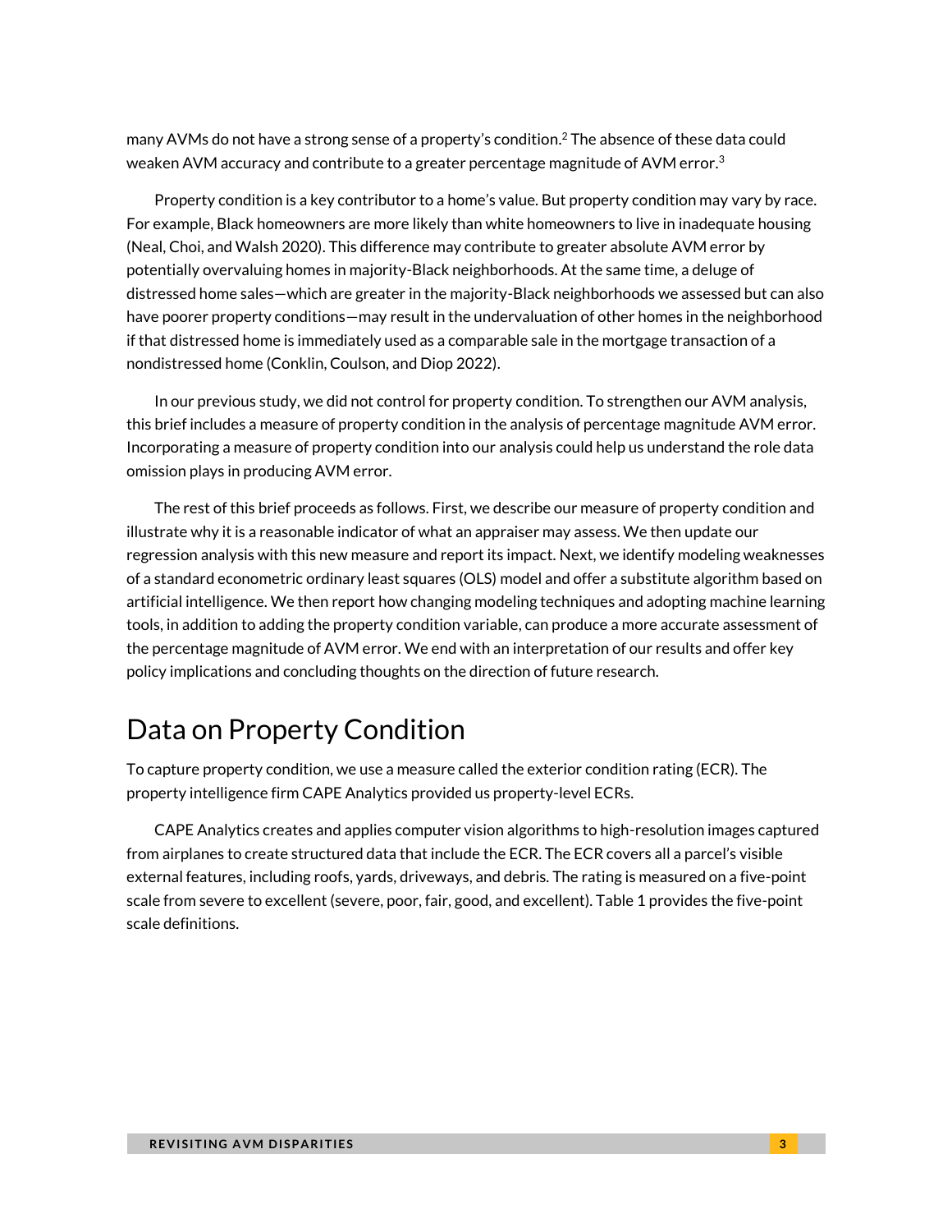many AVMs do not have a strong sense of a property's condition.[2] The absence of these data could weaken AVM accuracy and contribute to a greater percentage magnitude of AVM error.[3]

Property condition is a key contributor to a home's value. But property condition may vary by race. For example, Black homeowners are more likely than white homeowners to live in inadequate housing (Neal, Choi, and Walsh 2020). This difference may contribute to greater absolute AVM error by potentially overvaluing homes in majority-Black neighborhoods. At the same time, a deluge of distressed home sales—which are greater in the majority-Black neighborhoods we assessed but can also have poorer property conditions—may result in the undervaluation of other homes in the neighborhood if that distressed home is immediately used as a comparable sale in the mortgage transaction of a nondistressed home (Conklin, Coulson, and Diop 2022).

In our previous study, we did not control for property condition. To strengthen our AVM analysis, this brief includes a measure of property condition in the analysis of percentage magnitude AVM error. Incorporating a measure of property condition into our analysis could help us understand the role data omission plays in producing AVM error.

The rest of this brief proceeds as follows. First, we describe our measure of property condition and illustrate why it is a reasonable indicator of what an appraiser may assess. We then update our regression analysis with this new measure and report its impact. Next, we identify modeling weaknesses of a standard econometric ordinary least squares (OLS) model and offer a substitute algorithm based on artificial intelligence. We then report how changing modeling techniques and adopting machine learning tools, in addition to adding the property condition variable, can produce a more accurate assessment of the percentage magnitude of AVM error. We end with an interpretation of our results and offer key policy implications and concluding thoughts on the direction of future research.

# Data on Property Condition

To capture property condition, we use a measure called the exterior condition rating (ECR). The property intelligence firm CAPE Analytics provided us property-level ECRs.

CAPE Analytics creates and applies computer vision algorithms to high-resolution images captured from airplanes to create structured data that include the ECR. The ECR covers all a parcel's visible external features, including roofs, yards, driveways, and debris. The rating is measured on a five-point scale from severe to excellent (severe, poor, fair, good, and excellent). Table 1 provides the five-point scale definitions.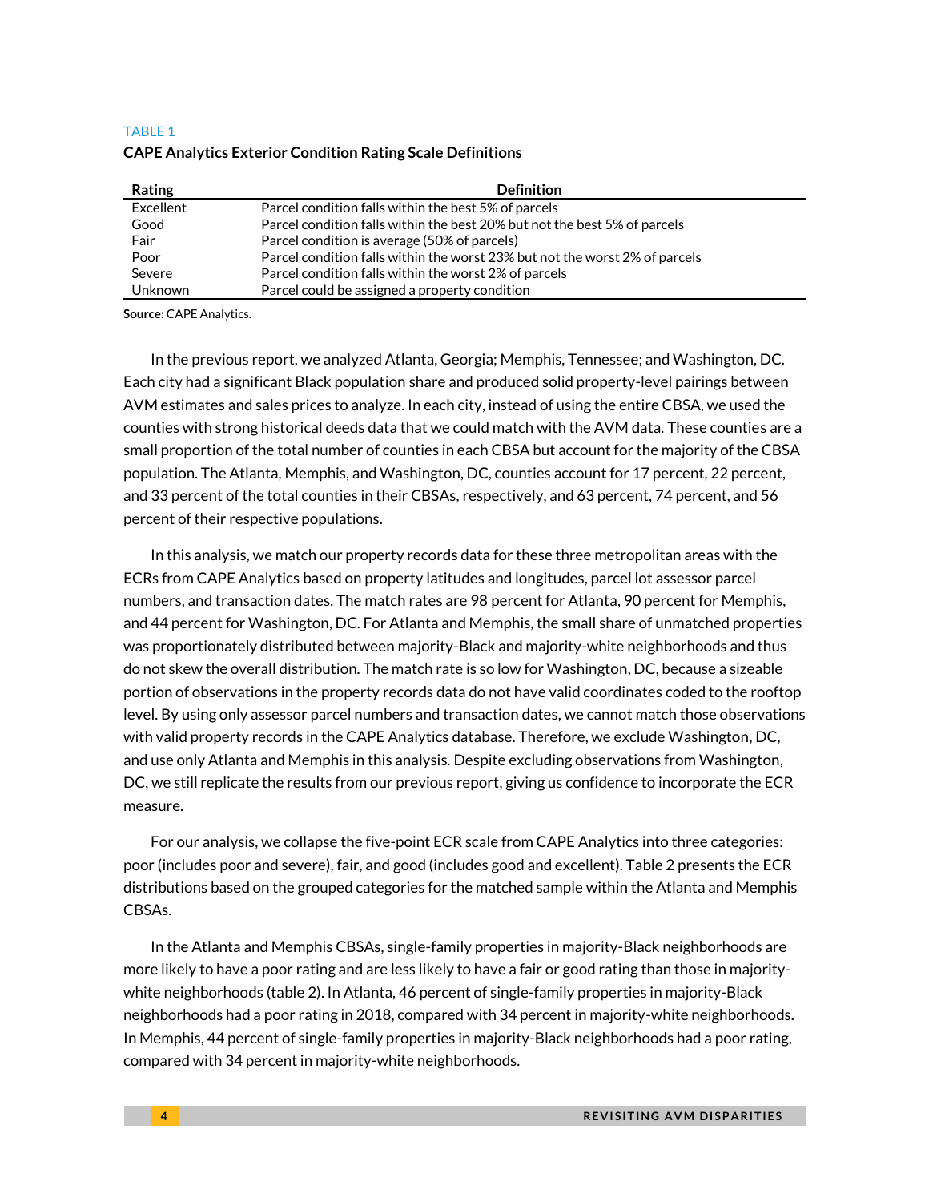TABLE 1

**CAPE Analytics Exterior Condition Rating Scale Definitions**

| Rating | Definition |
|---|---|
| Excellent | Parcel condition falls within the best 5% of parcels |
| Good | Parcel condition falls within the best 20% but not the best 5% of parcels |
| Fair | Parcel condition is average (50% of parcels) |
| Poor | Parcel condition falls within the worst 23% but not the worst 2% of parcels |
| Severe | Parcel condition falls within the worst 2% of parcels |
| Unknown | Parcel could be assigned a property condition |

**Source:** CAPE Analytics.

In the previous report, we analyzed Atlanta, Georgia; Memphis, Tennessee; and Washington, DC. Each city had a significant Black population share and produced solid property-level pairings between AVM estimates and sales prices to analyze. In each city, instead of using the entire CBSA, we used the counties with strong historical deeds data that we could match with the AVM data. These counties are a small proportion of the total number of counties in each CBSA but account for the majority of the CBSA population. The Atlanta, Memphis, and Washington, DC, counties account for 17 percent, 22 percent, and 33 percent of the total counties in their CBSAs, respectively, and 63 percent, 74 percent, and 56 percent of their respective populations.

In this analysis, we match our property records data for these three metropolitan areas with the ECRs from CAPE Analytics based on property latitudes and longitudes, parcel lot assessor parcel numbers, and transaction dates. The match rates are 98 percent for Atlanta, 90 percent for Memphis, and 44 percent for Washington, DC. For Atlanta and Memphis, the small share of unmatched properties was proportionately distributed between majority-Black and majority-white neighborhoods and thus do not skew the overall distribution. The match rate is so low for Washington, DC, because a sizeable portion of observations in the property records data do not have valid coordinates coded to the rooftop level. By using only assessor parcel numbers and transaction dates, we cannot match those observations with valid property records in the CAPE Analytics database. Therefore, we exclude Washington, DC, and use only Atlanta and Memphis in this analysis. Despite excluding observations from Washington, DC, we still replicate the results from our previous report, giving us confidence to incorporate the ECR measure.

For our analysis, we collapse the five-point ECR scale from CAPE Analytics into three categories: poor (includes poor and severe), fair, and good (includes good and excellent). Table 2 presents the ECR distributions based on the grouped categories for the matched sample within the Atlanta and Memphis CBSAs.

In the Atlanta and Memphis CBSAs, single-family properties in majority-Black neighborhoods are more likely to have a poor rating and are less likely to have a fair or good rating than those in majority-white neighborhoods (table 2). In Atlanta, 46 percent of single-family properties in majority-Black neighborhoods had a poor rating in 2018, compared with 34 percent in majority-white neighborhoods. In Memphis, 44 percent of single-family properties in majority-Black neighborhoods had a poor rating, compared with 34 percent in majority-white neighborhoods.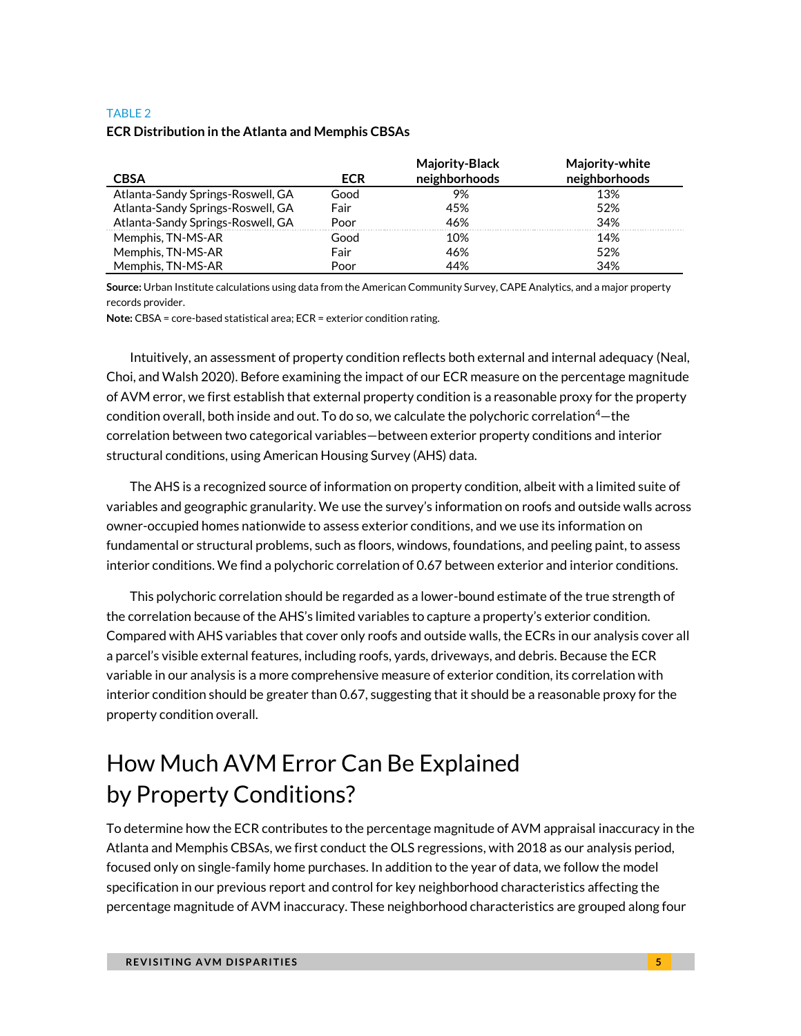TABLE 2

**ECR Distribution in the Atlanta and Memphis CBSAs**

| CBSA | ECR | Majority-Black neighborhoods | Majority-white neighborhoods |
|---|---|---|---|
| Atlanta-Sandy Springs-Roswell, GA | Good | 9% | 13% |
| Atlanta-Sandy Springs-Roswell, GA | Fair | 45% | 52% |
| Atlanta-Sandy Springs-Roswell, GA | Poor | 46% | 34% |
| Memphis, TN-MS-AR | Good | 10% | 14% |
| Memphis, TN-MS-AR | Fair | 46% | 52% |
| Memphis, TN-MS-AR | Poor | 44% | 34% |

**Source:** Urban Institute calculations using data from the American Community Survey, CAPE Analytics, and a major property records provider.

**Note:** CBSA = core-based statistical area; ECR = exterior condition rating.

Intuitively, an assessment of property condition reflects both external and internal adequacy (Neal, Choi, and Walsh 2020). Before examining the impact of our ECR measure on the percentage magnitude of AVM error, we first establish that external property condition is a reasonable proxy for the property condition overall, both inside and out. To do so, we calculate the polychoric correlation[4]—the correlation between two categorical variables—between exterior property conditions and interior structural conditions, using American Housing Survey (AHS) data.

The AHS is a recognized source of information on property condition, albeit with a limited suite of variables and geographic granularity. We use the survey's information on roofs and outside walls across owner-occupied homes nationwide to assess exterior conditions, and we use its information on fundamental or structural problems, such as floors, windows, foundations, and peeling paint, to assess interior conditions. We find a polychoric correlation of 0.67 between exterior and interior conditions.

This polychoric correlation should be regarded as a lower-bound estimate of the true strength of the correlation because of the AHS's limited variables to capture a property's exterior condition. Compared with AHS variables that cover only roofs and outside walls, the ECRs in our analysis cover all a parcel's visible external features, including roofs, yards, driveways, and debris. Because the ECR variable in our analysis is a more comprehensive measure of exterior condition, its correlation with interior condition should be greater than 0.67, suggesting that it should be a reasonable proxy for the property condition overall.

# How Much AVM Error Can Be Explained by Property Conditions?

To determine how the ECR contributes to the percentage magnitude of AVM appraisal inaccuracy in the Atlanta and Memphis CBSAs, we first conduct the OLS regressions, with 2018 as our analysis period, focused only on single-family home purchases. In addition to the year of data, we follow the model specification in our previous report and control for key neighborhood characteristics affecting the percentage magnitude of AVM inaccuracy. These neighborhood characteristics are grouped along four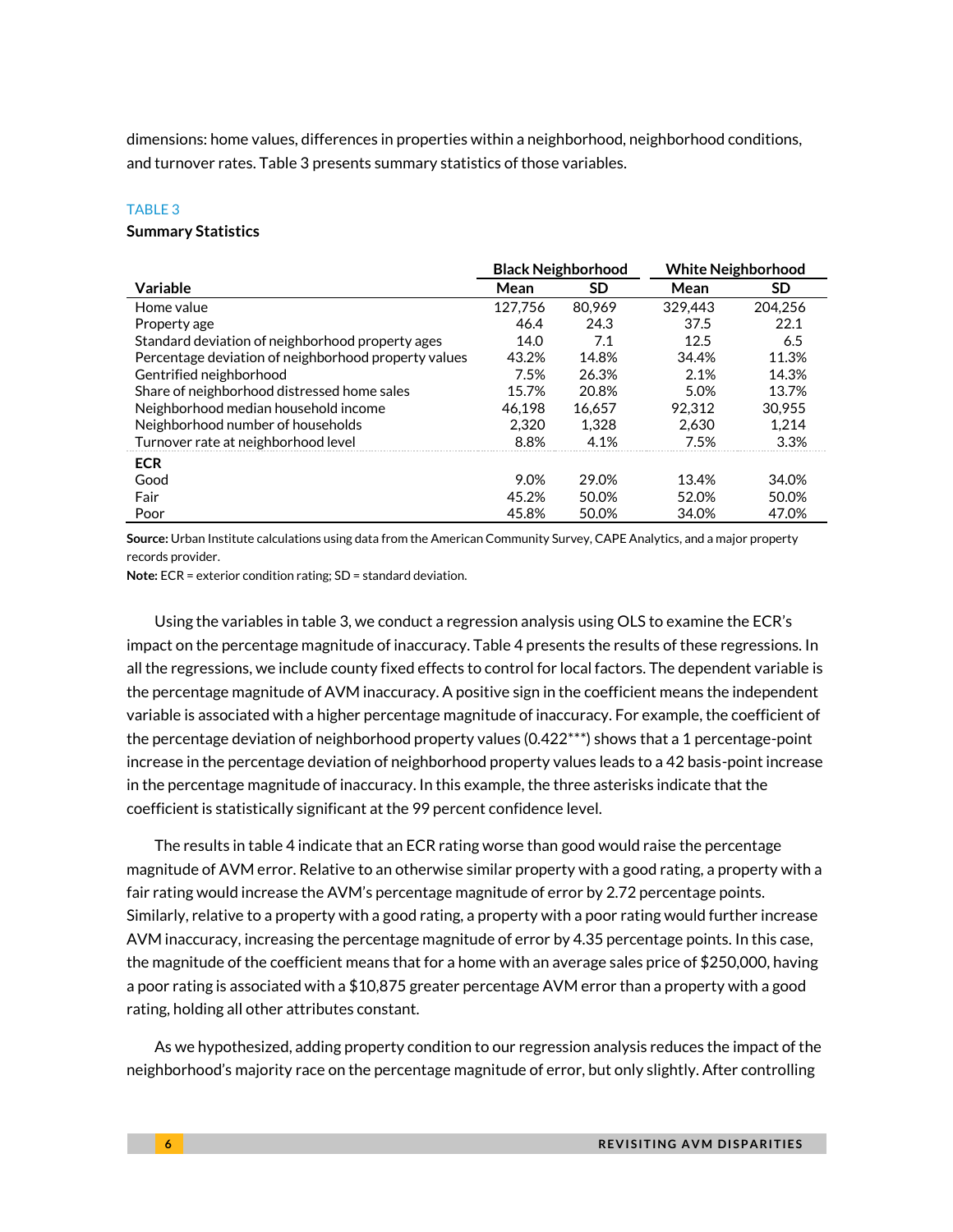dimensions: home values, differences in properties within a neighborhood, neighborhood conditions, and turnover rates. Table 3 presents summary statistics of those variables.

TABLE 3

**Summary Statistics**

| | Black Neighborhood | | White Neighborhood | |
|---|---|---|---|---|
| **Variable** | **Mean** | **SD** | **Mean** | **SD** |
| Home value | 127,756 | 80,969 | 329,443 | 204,256 |
| Property age | 46.4 | 24.3 | 37.5 | 22.1 |
| Standard deviation of neighborhood property ages | 14.0 | 7.1 | 12.5 | 6.5 |
| Percentage deviation of neighborhood property values | 43.2% | 14.8% | 34.4% | 11.3% |
| Gentrified neighborhood | 7.5% | 26.3% | 2.1% | 14.3% |
| Share of neighborhood distressed home sales | 15.7% | 20.8% | 5.0% | 13.7% |
| Neighborhood median household income | 46,198 | 16,657 | 92,312 | 30,955 |
| Neighborhood number of households | 2,320 | 1,328 | 2,630 | 1,214 |
| Turnover rate at neighborhood level | 8.8% | 4.1% | 7.5% | 3.3% |
| **ECR** | | | | |
| Good | 9.0% | 29.0% | 13.4% | 34.0% |
| Fair | 45.2% | 50.0% | 52.0% | 50.0% |
| Poor | 45.8% | 50.0% | 34.0% | 47.0% |

**Source:** Urban Institute calculations using data from the American Community Survey, CAPE Analytics, and a major property records provider.

**Note:** ECR = exterior condition rating; SD = standard deviation.

Using the variables in table 3, we conduct a regression analysis using OLS to examine the ECR's impact on the percentage magnitude of inaccuracy. Table 4 presents the results of these regressions. In all the regressions, we include county fixed effects to control for local factors. The dependent variable is the percentage magnitude of AVM inaccuracy. A positive sign in the coefficient means the independent variable is associated with a higher percentage magnitude of inaccuracy. For example, the coefficient of the percentage deviation of neighborhood property values (0.422***) shows that a 1 percentage-point increase in the percentage deviation of neighborhood property values leads to a 42 basis-point increase in the percentage magnitude of inaccuracy. In this example, the three asterisks indicate that the coefficient is statistically significant at the 99 percent confidence level.

The results in table 4 indicate that an ECR rating worse than good would raise the percentage magnitude of AVM error. Relative to an otherwise similar property with a good rating, a property with a fair rating would increase the AVM's percentage magnitude of error by 2.72 percentage points. Similarly, relative to a property with a good rating, a property with a poor rating would further increase AVM inaccuracy, increasing the percentage magnitude of error by 4.35 percentage points. In this case, the magnitude of the coefficient means that for a home with an average sales price of $250,000, having a poor rating is associated with a $10,875 greater percentage AVM error than a property with a good rating, holding all other attributes constant.

As we hypothesized, adding property condition to our regression analysis reduces the impact of the neighborhood's majority race on the percentage magnitude of error, but only slightly. After controlling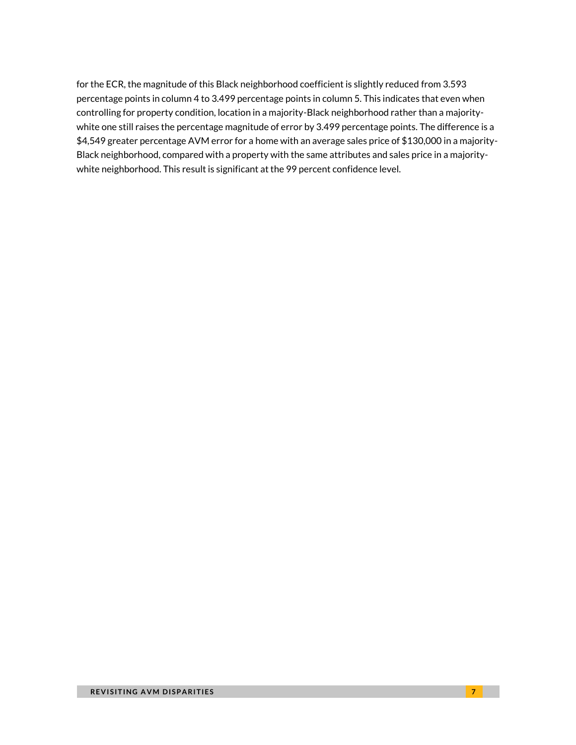for the ECR, the magnitude of this Black neighborhood coefficient is slightly reduced from 3.593 percentage points in column 4 to 3.499 percentage points in column 5. This indicates that even when controlling for property condition, location in a majority-Black neighborhood rather than a majority-white one still raises the percentage magnitude of error by 3.499 percentage points. The difference is a $4,549 greater percentage AVM error for a home with an average sales price of $130,000 in a majority-Black neighborhood, compared with a property with the same attributes and sales price in a majority-white neighborhood. This result is significant at the 99 percent confidence level.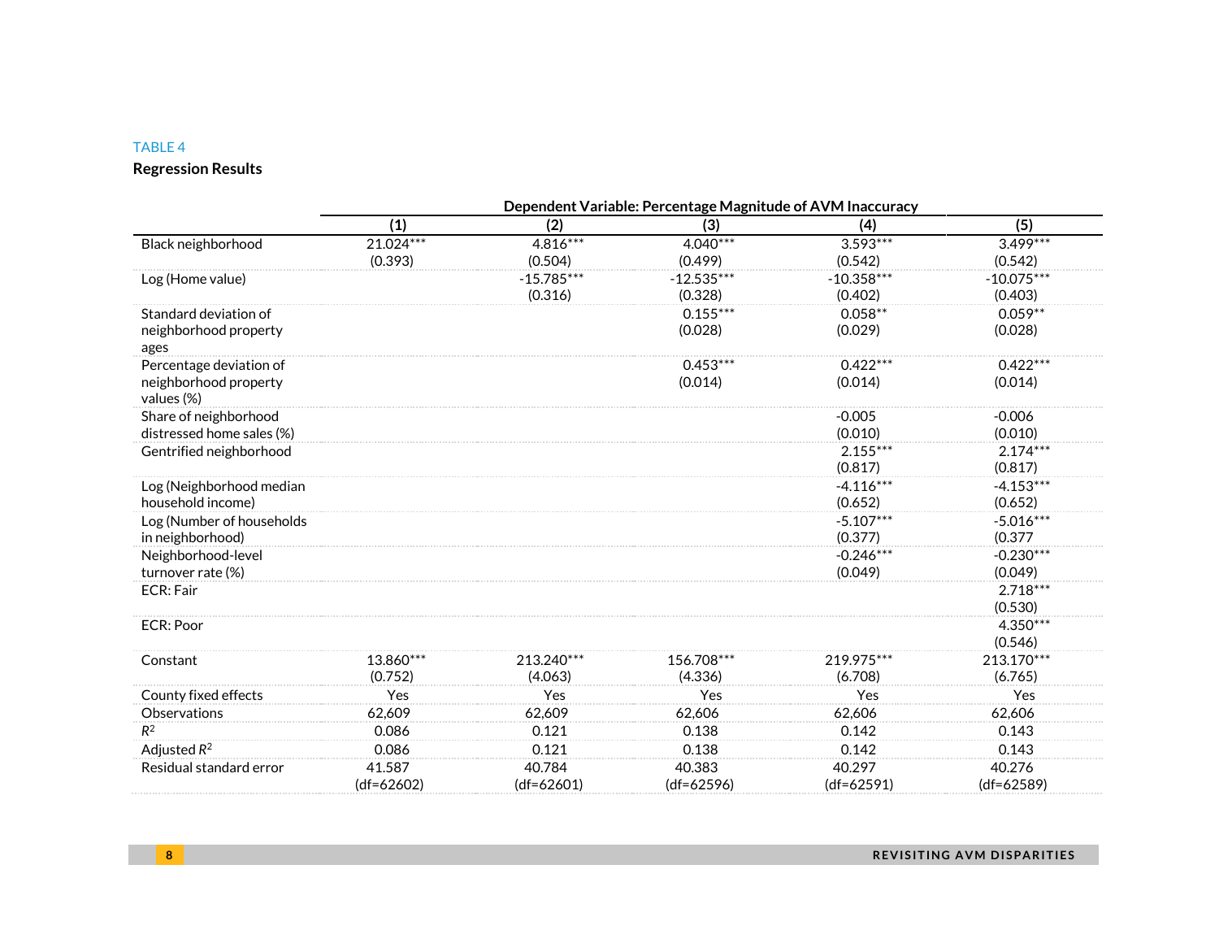TABLE 4

**Regression Results**

| | Dependent Variable: Percentage Magnitude of AVM Inaccuracy | | | | |
|---|---|---|---|---|---|
| | (1) | (2) | (3) | (4) | (5) |
| Black neighborhood | 21.024*** (0.393) | 4.816*** (0.504) | 4.040*** (0.499) | 3.593*** (0.542) | 3.499*** (0.542) |
| Log (Home value) | | -15.785*** (0.316) | -12.535*** (0.328) | -10.358*** (0.402) | -10.075*** (0.403) |
| Standard deviation of neighborhood property ages | | | 0.155*** (0.028) | 0.058** (0.029) | 0.059** (0.028) |
| Percentage deviation of neighborhood property values (%) | | | 0.453*** (0.014) | 0.422*** (0.014) | 0.422*** (0.014) |
| Share of neighborhood distressed home sales (%) | | | | -0.005 (0.010) | -0.006 (0.010) |
| Gentrified neighborhood | | | | 2.155*** (0.817) | 2.174*** (0.817) |
| Log (Neighborhood median household income) | | | | -4.116*** (0.652) | -4.153*** (0.652) |
| Log (Number of households in neighborhood) | | | | -5.107*** (0.377) | -5.016*** (0.377 |
| Neighborhood-level turnover rate (%) | | | | -0.246*** (0.049) | -0.230*** (0.049) |
| ECR: Fair | | | | | 2.718*** (0.530) |
| ECR: Poor | | | | | 4.350*** (0.546) |
| Constant | 13.860*** (0.752) | 213.240*** (4.063) | 156.708*** (4.336) | 219.975*** (6.708) | 213.170*** (6.765) |
| County fixed effects | Yes | Yes | Yes | Yes | Yes |
| Observations | 62,609 | 62,609 | 62,606 | 62,606 | 62,606 |
| $R^2$ | 0.086 | 0.121 | 0.138 | 0.142 | 0.143 |
| Adjusted $R^2$ | 0.086 | 0.121 | 0.138 | 0.142 | 0.143 |
| Residual standard error | 41.587 (df=62602) | 40.784 (df=62601) | 40.383 (df=62596) | 40.297 (df=62591) | 40.276 (df=62589) |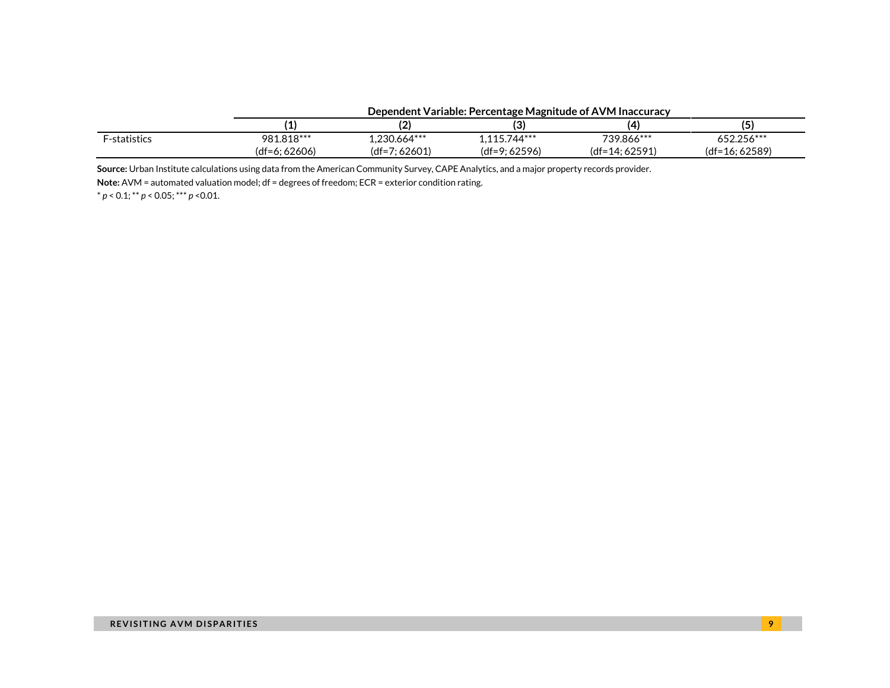| | Dependent Variable: Percentage Magnitude of AVM Inaccuracy | | | | |
|---|---|---|---|---|---|
| | (1) | (2) | (3) | (4) | (5) |
| F-statistics | 981.818*** | 1,230.664*** | 1,115.744*** | 739.866*** | 652.256*** |
| | (df=6; 62606) | (df=7; 62601) | (df=9; 62596) | (df=14; 62591) | (df=16; 62589) |

**Source:** Urban Institute calculations using data from the American Community Survey, CAPE Analytics, and a major property records provider.

**Note:** AVM = automated valuation model; df = degrees of freedom; ECR = exterior condition rating.

\* $p < 0.1$; \*\* $p < 0.05$; \*\*\* $p < 0.01$.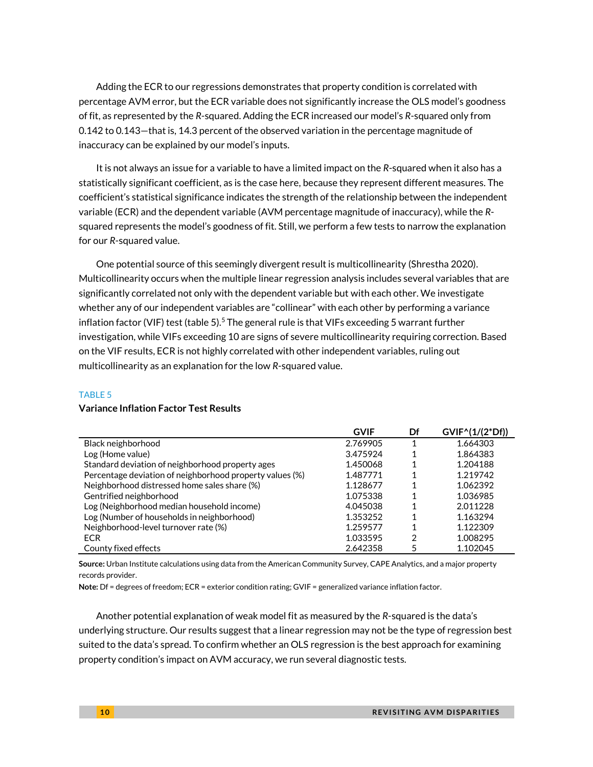Adding the ECR to our regressions demonstrates that property condition is correlated with percentage AVM error, but the ECR variable does not significantly increase the OLS model's goodness of fit, as represented by the *R*-squared. Adding the ECR increased our model's *R*-squared only from 0.142 to 0.143—that is, 14.3 percent of the observed variation in the percentage magnitude of inaccuracy can be explained by our model's inputs.

It is not always an issue for a variable to have a limited impact on the *R*-squared when it also has a statistically significant coefficient, as is the case here, because they represent different measures. The coefficient's statistical significance indicates the strength of the relationship between the independent variable (ECR) and the dependent variable (AVM percentage magnitude of inaccuracy), while the *R*-squared represents the model's goodness of fit. Still, we perform a few tests to narrow the explanation for our *R*-squared value.

One potential source of this seemingly divergent result is multicollinearity (Shrestha 2020). Multicollinearity occurs when the multiple linear regression analysis includes several variables that are significantly correlated not only with the dependent variable but with each other. We investigate whether any of our independent variables are "collinear" with each other by performing a variance inflation factor (VIF) test (table 5).[5] The general rule is that VIFs exceeding 5 warrant further investigation, while VIFs exceeding 10 are signs of severe multicollinearity requiring correction. Based on the VIF results, ECR is not highly correlated with other independent variables, ruling out multicollinearity as an explanation for the low *R*-squared value.

TABLE 5

**Variance Inflation Factor Test Results**

| | GVIF | Df | GVIF^(1/(2*Df)) |
|---|---|---|---|
| Black neighborhood | 2.769905 | 1 | 1.664303 |
| Log (Home value) | 3.475924 | 1 | 1.864383 |
| Standard deviation of neighborhood property ages | 1.450068 | 1 | 1.204188 |
| Percentage deviation of neighborhood property values (%) | 1.487771 | 1 | 1.219742 |
| Neighborhood distressed home sales share (%) | 1.128677 | 1 | 1.062392 |
| Gentrified neighborhood | 1.075338 | 1 | 1.036985 |
| Log (Neighborhood median household income) | 4.045038 | 1 | 2.011228 |
| Log (Number of households in neighborhood) | 1.353252 | 1 | 1.163294 |
| Neighborhood-level turnover rate (%) | 1.259577 | 1 | 1.122309 |
| ECR | 1.033595 | 2 | 1.008295 |
| County fixed effects | 2.642358 | 5 | 1.102045 |

**Source:** Urban Institute calculations using data from the American Community Survey, CAPE Analytics, and a major property records provider.

**Note:** Df = degrees of freedom; ECR = exterior condition rating; GVIF = generalized variance inflation factor.

Another potential explanation of weak model fit as measured by the *R*-squared is the data's underlying structure. Our results suggest that a linear regression may not be the type of regression best suited to the data's spread. To confirm whether an OLS regression is the best approach for examining property condition's impact on AVM accuracy, we run several diagnostic tests.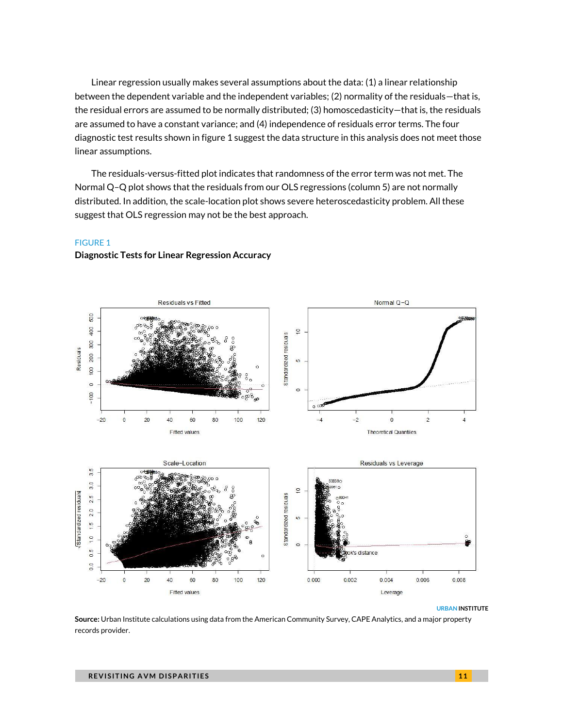Linear regression usually makes several assumptions about the data: (1) a linear relationship between the dependent variable and the independent variables; (2) normality of the residuals—that is, the residual errors are assumed to be normally distributed; (3) homoscedasticity—that is, the residuals are assumed to have a constant variance; and (4) independence of residuals error terms. The four diagnostic test results shown in figure 1 suggest the data structure in this analysis does not meet those linear assumptions.

The residuals-versus-fitted plot indicates that randomness of the error term was not met. The Normal Q–Q plot shows that the residuals from our OLS regressions (column 5) are not normally distributed. In addition, the scale-location plot shows severe heteroscedasticity problem. All these suggest that OLS regression may not be the best approach.

FIGURE 1

**Diagnostic Tests for Linear Regression Accuracy**

**Source:** Urban Institute calculations using data from the American Community Survey, CAPE Analytics, and a major property records provider.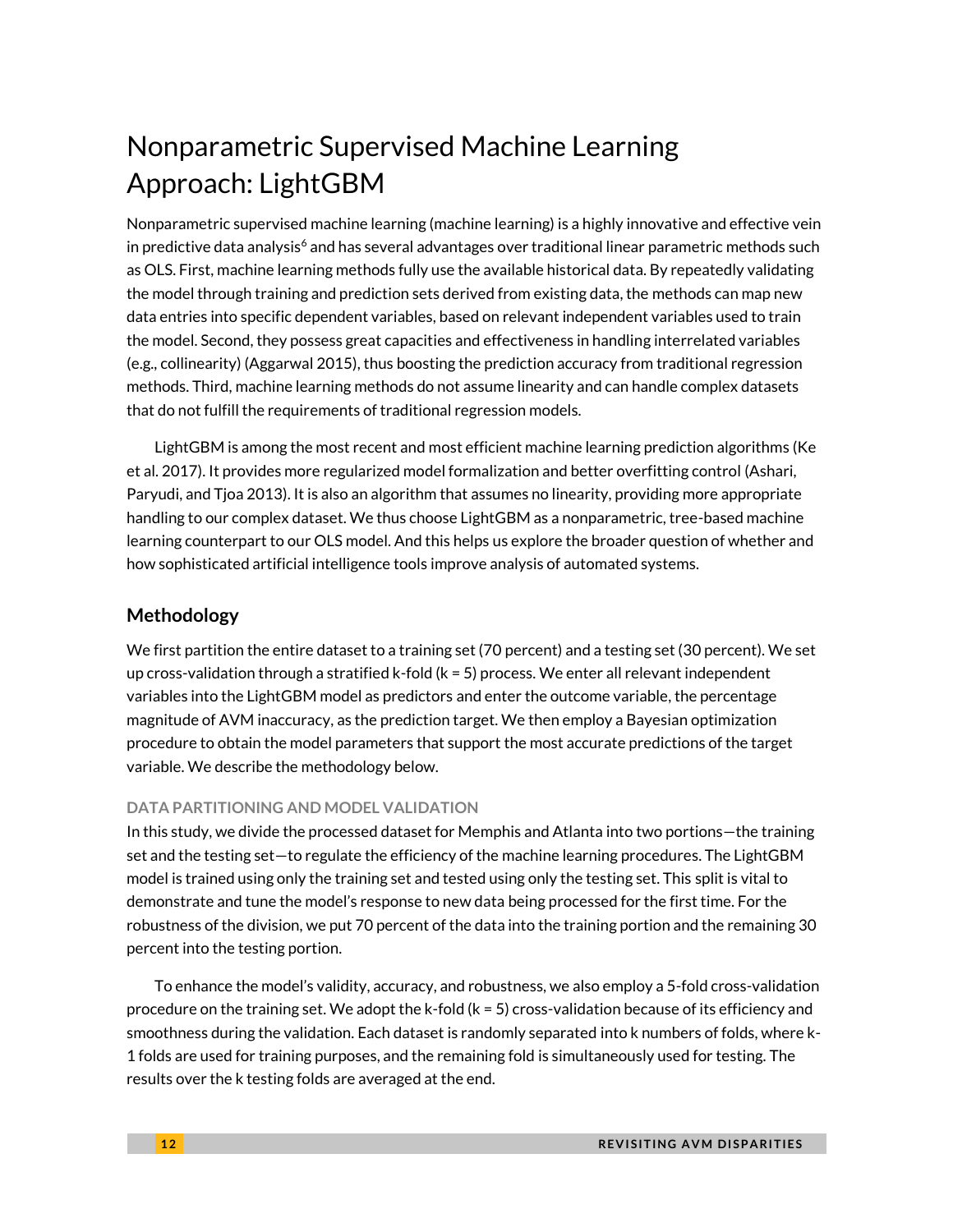# Nonparametric Supervised Machine Learning Approach: LightGBM

Nonparametric supervised machine learning (machine learning) is a highly innovative and effective vein in predictive data analysis[6] and has several advantages over traditional linear parametric methods such as OLS. First, machine learning methods fully use the available historical data. By repeatedly validating the model through training and prediction sets derived from existing data, the methods can map new data entries into specific dependent variables, based on relevant independent variables used to train the model. Second, they possess great capacities and effectiveness in handling interrelated variables (e.g., collinearity) (Aggarwal 2015), thus boosting the prediction accuracy from traditional regression methods. Third, machine learning methods do not assume linearity and can handle complex datasets that do not fulfill the requirements of traditional regression models.

LightGBM is among the most recent and most efficient machine learning prediction algorithms (Ke et al. 2017). It provides more regularized model formalization and better overfitting control (Ashari, Paryudi, and Tjoa 2013). It is also an algorithm that assumes no linearity, providing more appropriate handling to our complex dataset. We thus choose LightGBM as a nonparametric, tree-based machine learning counterpart to our OLS model. And this helps us explore the broader question of whether and how sophisticated artificial intelligence tools improve analysis of automated systems.

## Methodology

We first partition the entire dataset to a training set (70 percent) and a testing set (30 percent). We set up cross-validation through a stratified k-fold (k = 5) process. We enter all relevant independent variables into the LightGBM model as predictors and enter the outcome variable, the percentage magnitude of AVM inaccuracy, as the prediction target. We then employ a Bayesian optimization procedure to obtain the model parameters that support the most accurate predictions of the target variable. We describe the methodology below.

### DATA PARTITIONING AND MODEL VALIDATION

In this study, we divide the processed dataset for Memphis and Atlanta into two portions—the training set and the testing set—to regulate the efficiency of the machine learning procedures. The LightGBM model is trained using only the training set and tested using only the testing set. This split is vital to demonstrate and tune the model's response to new data being processed for the first time. For the robustness of the division, we put 70 percent of the data into the training portion and the remaining 30 percent into the testing portion.

To enhance the model's validity, accuracy, and robustness, we also employ a 5-fold cross-validation procedure on the training set. We adopt the k-fold (k = 5) cross-validation because of its efficiency and smoothness during the validation. Each dataset is randomly separated into k numbers of folds, where k-1 folds are used for training purposes, and the remaining fold is simultaneously used for testing. The results over the k testing folds are averaged at the end.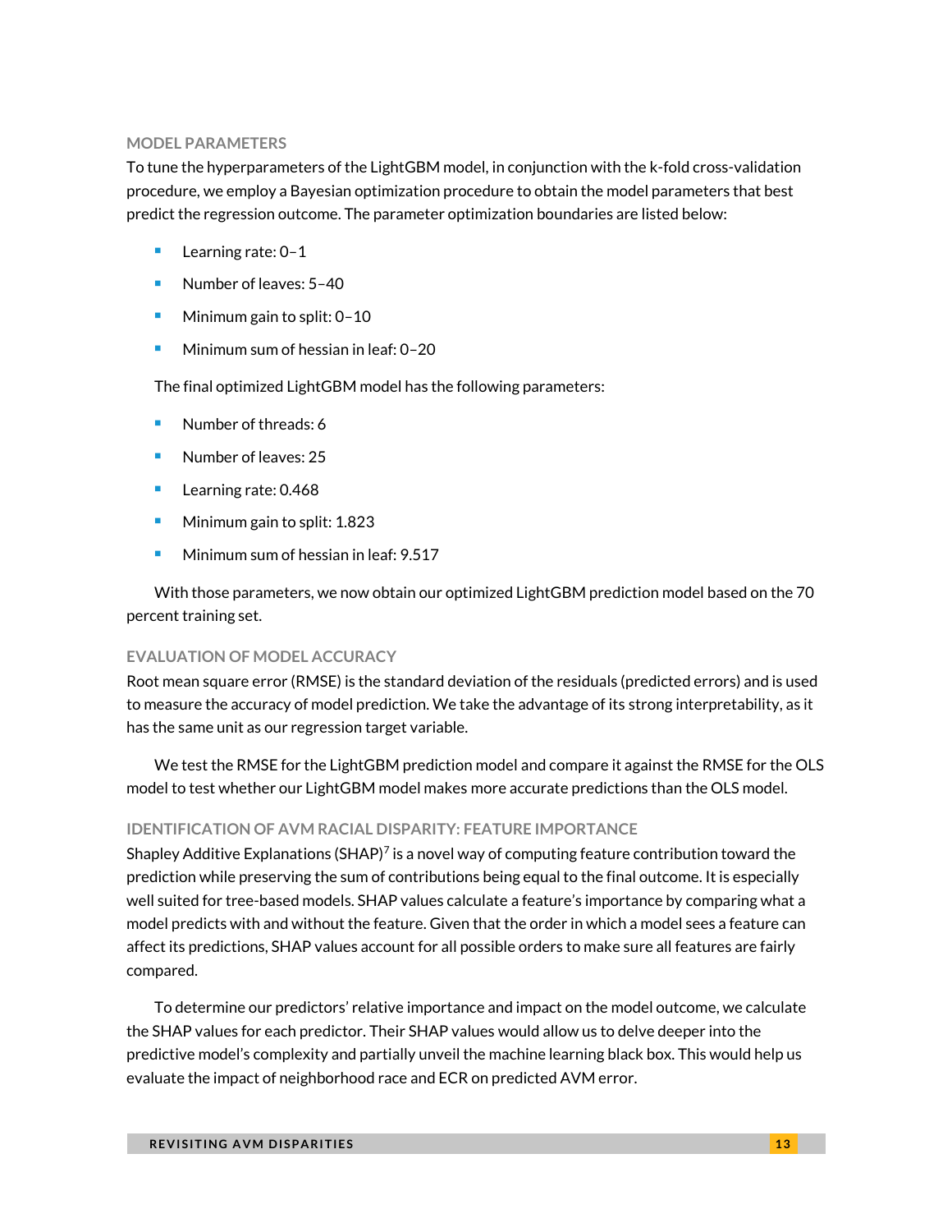### MODEL PARAMETERS

To tune the hyperparameters of the LightGBM model, in conjunction with the k-fold cross-validation procedure, we employ a Bayesian optimization procedure to obtain the model parameters that best predict the regression outcome. The parameter optimization boundaries are listed below:

- Learning rate: 0–1
- Number of leaves: 5–40
- Minimum gain to split: 0–10
- Minimum sum of hessian in leaf: 0–20

The final optimized LightGBM model has the following parameters:

- Number of threads: 6
- Number of leaves: 25
- Learning rate: 0.468
- Minimum gain to split: 1.823
- Minimum sum of hessian in leaf: 9.517

With those parameters, we now obtain our optimized LightGBM prediction model based on the 70 percent training set.

### EVALUATION OF MODEL ACCURACY

Root mean square error (RMSE) is the standard deviation of the residuals (predicted errors) and is used to measure the accuracy of model prediction. We take the advantage of its strong interpretability, as it has the same unit as our regression target variable.

We test the RMSE for the LightGBM prediction model and compare it against the RMSE for the OLS model to test whether our LightGBM model makes more accurate predictions than the OLS model.

### IDENTIFICATION OF AVM RACIAL DISPARITY: FEATURE IMPORTANCE

Shapley Additive Explanations (SHAP)[7] is a novel way of computing feature contribution toward the prediction while preserving the sum of contributions being equal to the final outcome. It is especially well suited for tree-based models. SHAP values calculate a feature's importance by comparing what a model predicts with and without the feature. Given that the order in which a model sees a feature can affect its predictions, SHAP values account for all possible orders to make sure all features are fairly compared.

To determine our predictors' relative importance and impact on the model outcome, we calculate the SHAP values for each predictor. Their SHAP values would allow us to delve deeper into the predictive model's complexity and partially unveil the machine learning black box. This would help us evaluate the impact of neighborhood race and ECR on predicted AVM error.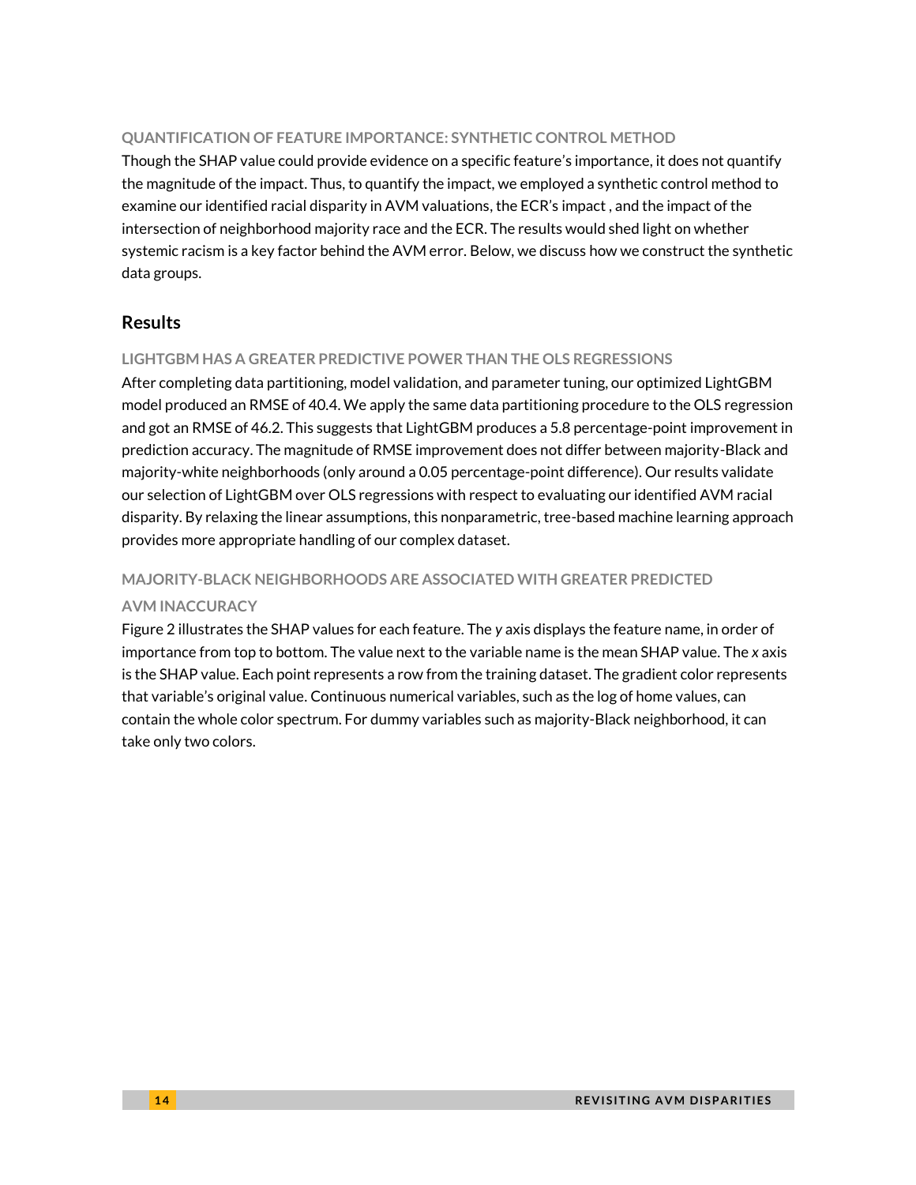### QUANTIFICATION OF FEATURE IMPORTANCE: SYNTHETIC CONTROL METHOD

Though the SHAP value could provide evidence on a specific feature's importance, it does not quantify the magnitude of the impact. Thus, to quantify the impact, we employed a synthetic control method to examine our identified racial disparity in AVM valuations, the ECR's impact , and the impact of the intersection of neighborhood majority race and the ECR. The results would shed light on whether systemic racism is a key factor behind the AVM error. Below, we discuss how we construct the synthetic data groups.

## Results

### LIGHTGBM HAS A GREATER PREDICTIVE POWER THAN THE OLS REGRESSIONS

After completing data partitioning, model validation, and parameter tuning, our optimized LightGBM model produced an RMSE of 40.4. We apply the same data partitioning procedure to the OLS regression and got an RMSE of 46.2. This suggests that LightGBM produces a 5.8 percentage-point improvement in prediction accuracy. The magnitude of RMSE improvement does not differ between majority-Black and majority-white neighborhoods (only around a 0.05 percentage-point difference). Our results validate our selection of LightGBM over OLS regressions with respect to evaluating our identified AVM racial disparity. By relaxing the linear assumptions, this nonparametric, tree-based machine learning approach provides more appropriate handling of our complex dataset.

### MAJORITY-BLACK NEIGHBORHOODS ARE ASSOCIATED WITH GREATER PREDICTED AVM INACCURACY

Figure 2 illustrates the SHAP values for each feature. The *y* axis displays the feature name, in order of importance from top to bottom. The value next to the variable name is the mean SHAP value. The *x* axis is the SHAP value. Each point represents a row from the training dataset. The gradient color represents that variable's original value. Continuous numerical variables, such as the log of home values, can contain the whole color spectrum. For dummy variables such as majority-Black neighborhood, it can take only two colors.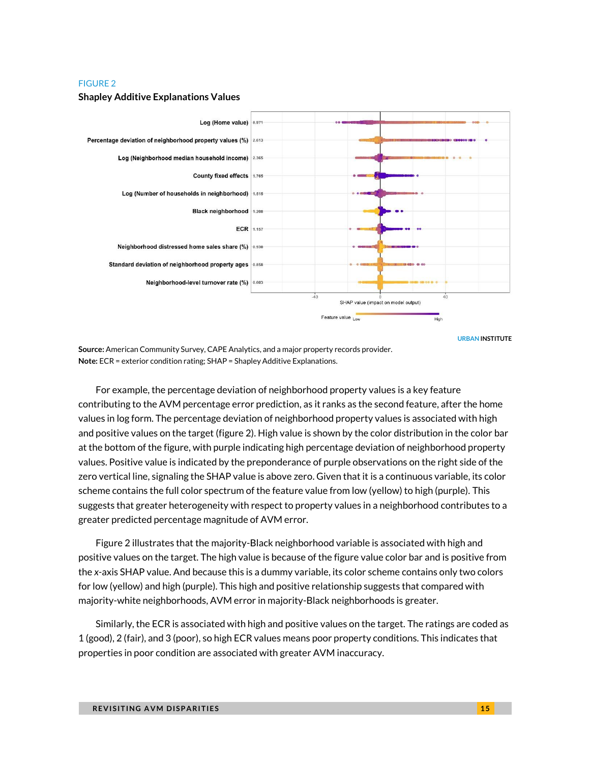FIGURE 2

**Shapley Additive Explanations Values**

**Source:** American Community Survey, CAPE Analytics, and a major property records provider.
**Note:** ECR = exterior condition rating; SHAP = Shapley Additive Explanations.

For example, the percentage deviation of neighborhood property values is a key feature contributing to the AVM percentage error prediction, as it ranks as the second feature, after the home values in log form. The percentage deviation of neighborhood property values is associated with high and positive values on the target (figure 2). High value is shown by the color distribution in the color bar at the bottom of the figure, with purple indicating high percentage deviation of neighborhood property values. Positive value is indicated by the preponderance of purple observations on the right side of the zero vertical line, signaling the SHAP value is above zero. Given that it is a continuous variable, its color scheme contains the full color spectrum of the feature value from low (yellow) to high (purple). This suggests that greater heterogeneity with respect to property values in a neighborhood contributes to a greater predicted percentage magnitude of AVM error.

Figure 2 illustrates that the majority-Black neighborhood variable is associated with high and positive values on the target. The high value is because of the figure value color bar and is positive from the *x*-axis SHAP value. And because this is a dummy variable, its color scheme contains only two colors for low (yellow) and high (purple). This high and positive relationship suggests that compared with majority-white neighborhoods, AVM error in majority-Black neighborhoods is greater.

Similarly, the ECR is associated with high and positive values on the target. The ratings are coded as 1 (good), 2 (fair), and 3 (poor), so high ECR values means poor property conditions. This indicates that properties in poor condition are associated with greater AVM inaccuracy.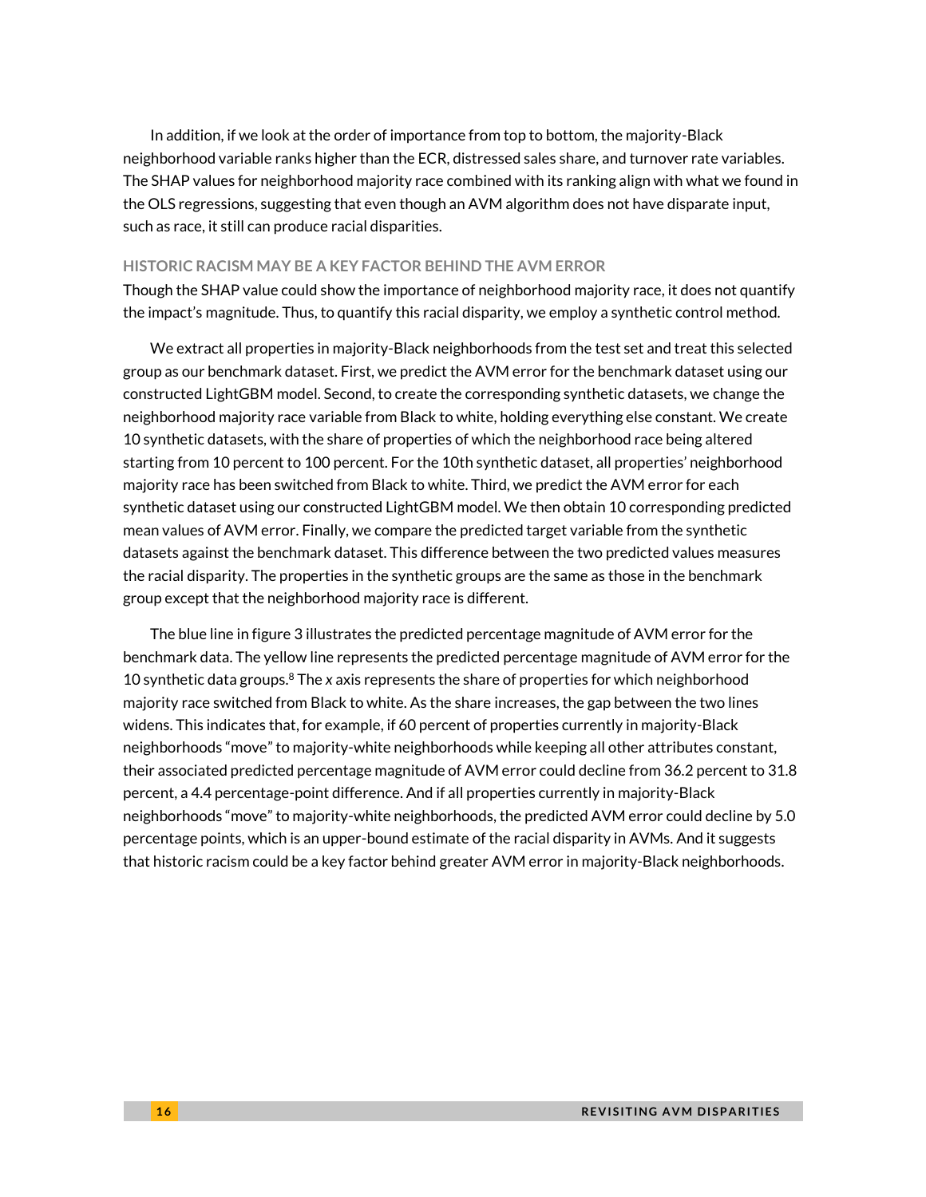In addition, if we look at the order of importance from top to bottom, the majority-Black neighborhood variable ranks higher than the ECR, distressed sales share, and turnover rate variables. The SHAP values for neighborhood majority race combined with its ranking align with what we found in the OLS regressions, suggesting that even though an AVM algorithm does not have disparate input, such as race, it still can produce racial disparities.

### HISTORIC RACISM MAY BE A KEY FACTOR BEHIND THE AVM ERROR

Though the SHAP value could show the importance of neighborhood majority race, it does not quantify the impact's magnitude. Thus, to quantify this racial disparity, we employ a synthetic control method.

We extract all properties in majority-Black neighborhoods from the test set and treat this selected group as our benchmark dataset. First, we predict the AVM error for the benchmark dataset using our constructed LightGBM model. Second, to create the corresponding synthetic datasets, we change the neighborhood majority race variable from Black to white, holding everything else constant. We create 10 synthetic datasets, with the share of properties of which the neighborhood race being altered starting from 10 percent to 100 percent. For the 10th synthetic dataset, all properties' neighborhood majority race has been switched from Black to white. Third, we predict the AVM error for each synthetic dataset using our constructed LightGBM model. We then obtain 10 corresponding predicted mean values of AVM error. Finally, we compare the predicted target variable from the synthetic datasets against the benchmark dataset. This difference between the two predicted values measures the racial disparity. The properties in the synthetic groups are the same as those in the benchmark group except that the neighborhood majority race is different.

The blue line in figure 3 illustrates the predicted percentage magnitude of AVM error for the benchmark data. The yellow line represents the predicted percentage magnitude of AVM error for the 10 synthetic data groups.[8] The *x* axis represents the share of properties for which neighborhood majority race switched from Black to white. As the share increases, the gap between the two lines widens. This indicates that, for example, if 60 percent of properties currently in majority-Black neighborhoods "move" to majority-white neighborhoods while keeping all other attributes constant, their associated predicted percentage magnitude of AVM error could decline from 36.2 percent to 31.8 percent, a 4.4 percentage-point difference. And if all properties currently in majority-Black neighborhoods "move" to majority-white neighborhoods, the predicted AVM error could decline by 5.0 percentage points, which is an upper-bound estimate of the racial disparity in AVMs. And it suggests that historic racism could be a key factor behind greater AVM error in majority-Black neighborhoods.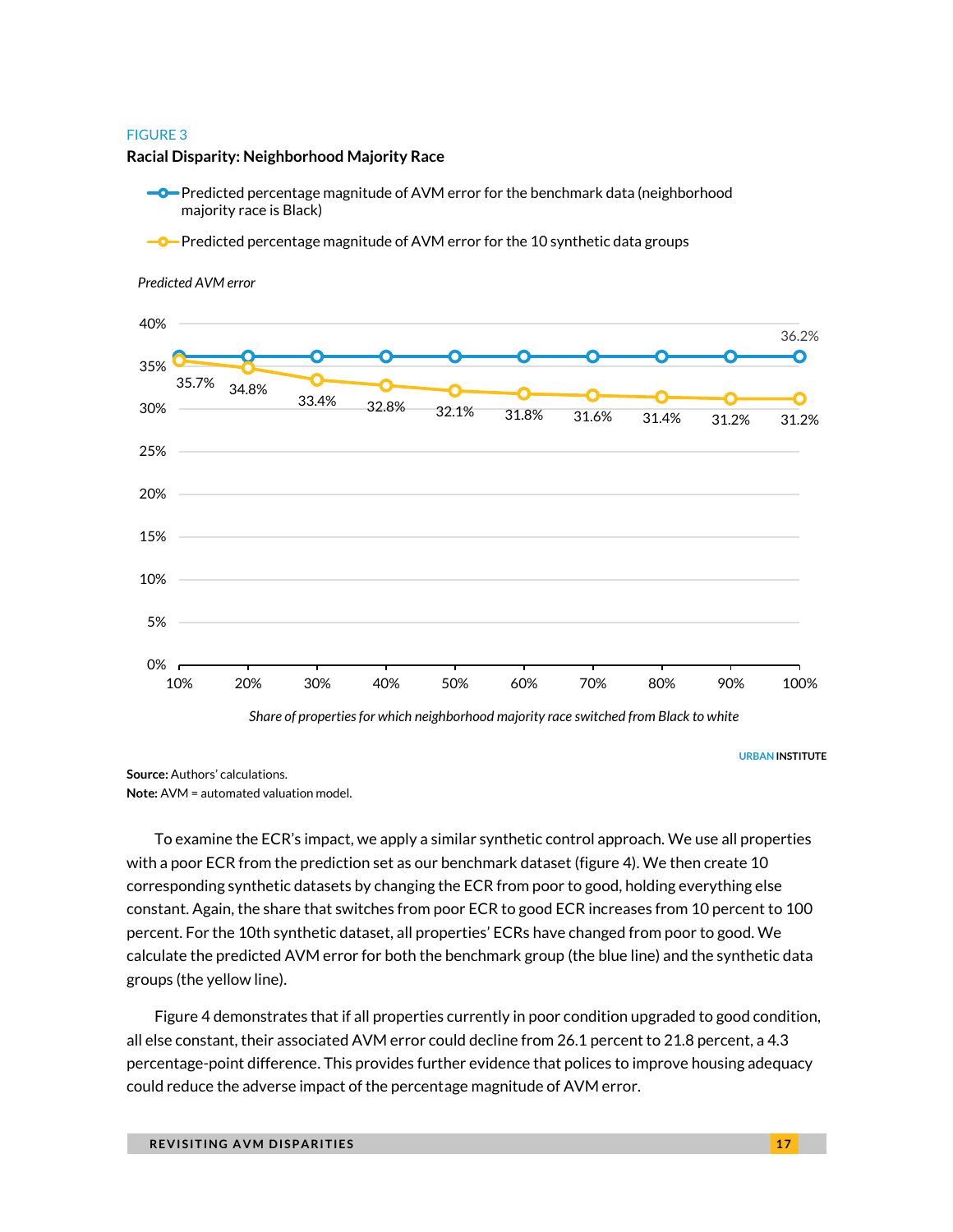FIGURE 3

**Racial Disparity: Neighborhood Majority Race**

- Predicted percentage magnitude of AVM error for the benchmark data (neighborhood majority race is Black)
- Predicted percentage magnitude of AVM error for the 10 synthetic data groups

*Predicted AVM error*

| Share of properties for which neighborhood majority race switched from Black to white | Benchmark data (neighborhood majority race is Black) | 10 synthetic data groups |
| --- | --- | --- |
| 10% | 36.2% | 35.7% |
| 20% | 36.2% | 34.8% |
| 30% | 36.2% | 33.4% |
| 40% | 36.2% | 32.8% |
| 50% | 36.2% | 32.1% |
| 60% | 36.2% | 31.8% |
| 70% | 36.2% | 31.6% |
| 80% | 36.2% | 31.4% |
| 90% | 36.2% | 31.2% |
| 100% | 36.2% | 31.2% |

URBAN INSTITUTE

**Source:** Authors' calculations.
**Note:** AVM = automated valuation model.

To examine the ECR's impact, we apply a similar synthetic control approach. We use all properties with a poor ECR from the prediction set as our benchmark dataset (figure 4). We then create 10 corresponding synthetic datasets by changing the ECR from poor to good, holding everything else constant. Again, the share that switches from poor ECR to good ECR increases from 10 percent to 100 percent. For the 10th synthetic dataset, all properties' ECRs have changed from poor to good. We calculate the predicted AVM error for both the benchmark group (the blue line) and the synthetic data groups (the yellow line).

Figure 4 demonstrates that if all properties currently in poor condition upgraded to good condition, all else constant, their associated AVM error could decline from 26.1 percent to 21.8 percent, a 4.3 percentage-point difference. This provides further evidence that polices to improve housing adequacy could reduce the adverse impact of the percentage magnitude of AVM error.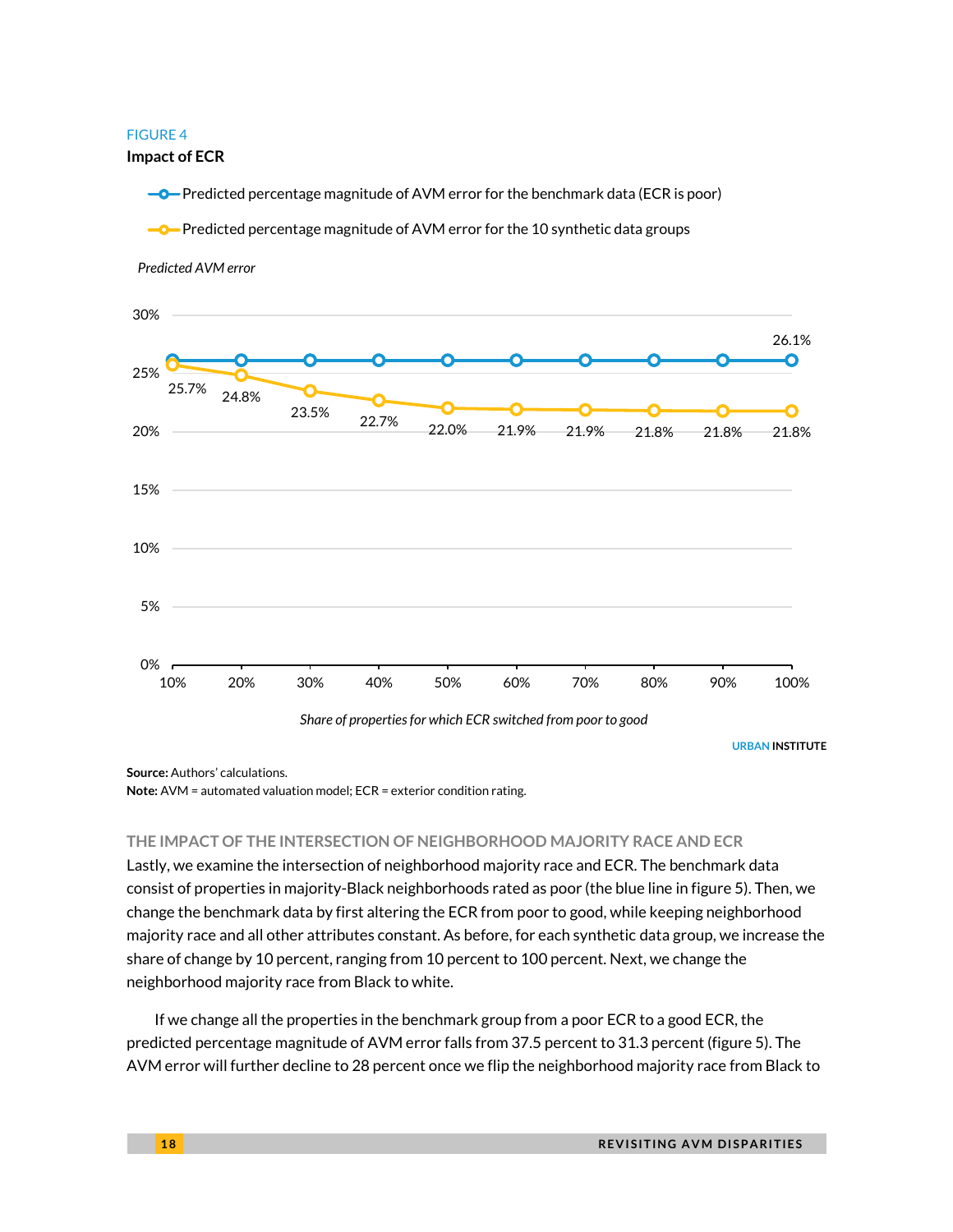FIGURE 4

**Impact of ECR**

| Share of properties for which ECR switched from poor to good | Predicted percentage magnitude of AVM error for the benchmark data (ECR is poor) | Predicted percentage magnitude of AVM error for the 10 synthetic data groups |
|---|---|---|
| 10% | | 25.7% |
| 20% | | 24.8% |
| 30% | | 23.5% |
| 40% | | 22.7% |
| 50% | | 22.0% |
| 60% | | 21.9% |
| 70% | | 21.9% |
| 80% | | 21.8% |
| 90% | | 21.8% |
| 100% | 26.1% | 21.8% |

*Predicted AVM error*

*Share of properties for which ECR switched from poor to good*

**Source:** Authors' calculations.
**Note:** AVM = automated valuation model; ECR = exterior condition rating.

### THE IMPACT OF THE INTERSECTION OF NEIGHBORHOOD MAJORITY RACE AND ECR

Lastly, we examine the intersection of neighborhood majority race and ECR. The benchmark data consist of properties in majority-Black neighborhoods rated as poor (the blue line in figure 5). Then, we change the benchmark data by first altering the ECR from poor to good, while keeping neighborhood majority race and all other attributes constant. As before, for each synthetic data group, we increase the share of change by 10 percent, ranging from 10 percent to 100 percent. Next, we change the neighborhood majority race from Black to white.

If we change all the properties in the benchmark group from a poor ECR to a good ECR, the predicted percentage magnitude of AVM error falls from 37.5 percent to 31.3 percent (figure 5). The AVM error will further decline to 28 percent once we flip the neighborhood majority race from Black to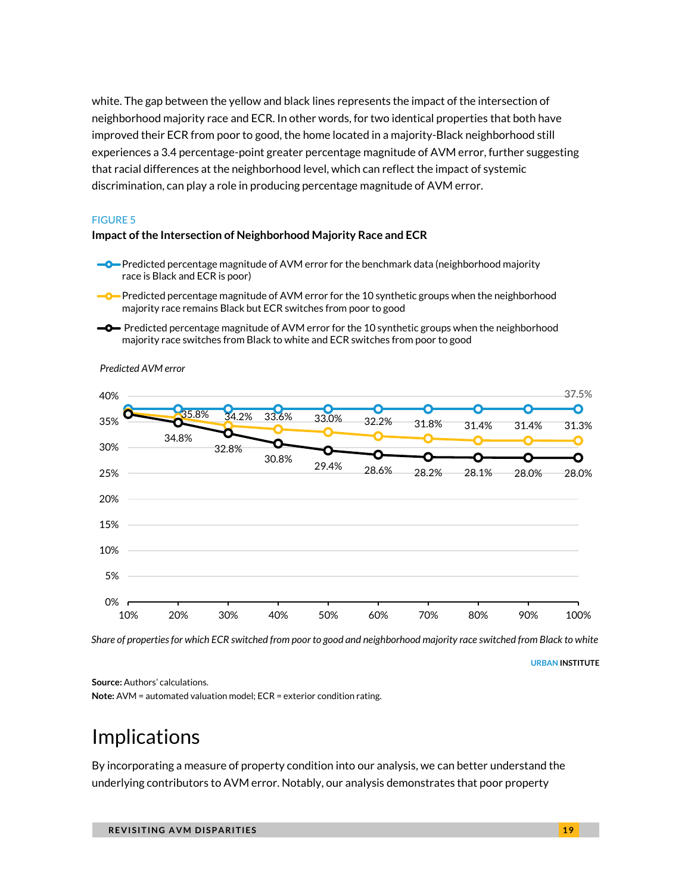white. The gap between the yellow and black lines represents the impact of the intersection of neighborhood majority race and ECR. In other words, for two identical properties that both have improved their ECR from poor to good, the home located in a majority-Black neighborhood still experiences a 3.4 percentage-point greater percentage magnitude of AVM error, further suggesting that racial differences at the neighborhood level, which can reflect the impact of systemic discrimination, can play a role in producing percentage magnitude of AVM error.

FIGURE 5

**Impact of the Intersection of Neighborhood Majority Race and ECR**

- Predicted percentage magnitude of AVM error for the benchmark data (neighborhood majority race is Black and ECR is poor)
- Predicted percentage magnitude of AVM error for the 10 synthetic groups when the neighborhood majority race remains Black but ECR switches from poor to good
- Predicted percentage magnitude of AVM error for the 10 synthetic groups when the neighborhood majority race switches from Black to white and ECR switches from poor to good

*Predicted AVM error*

| Share of properties | Benchmark (Black, ECR poor) | Black, ECR poor to good | Black to white, ECR poor to good |
|---|---|---|---|
| 10% | | | |
| 20% | | 35.8% | 34.8% |
| 30% | | 34.2% | 32.8% |
| 40% | | 33.6% | 30.8% |
| 50% | | 33.0% | 29.4% |
| 60% | | 32.2% | 28.6% |
| 70% | | 31.8% | 28.2% |
| 80% | | 31.4% | 28.1% |
| 90% | | 31.4% | 28.0% |
| 100% | 37.5% | 31.3% | 28.0% |

*Share of properties for which ECR switched from poor to good and neighborhood majority race switched from Black to white*

URBAN INSTITUTE

**Source:** Authors' calculations.

**Note:** AVM = automated valuation model; ECR = exterior condition rating.

# Implications

By incorporating a measure of property condition into our analysis, we can better understand the underlying contributors to AVM error. Notably, our analysis demonstrates that poor property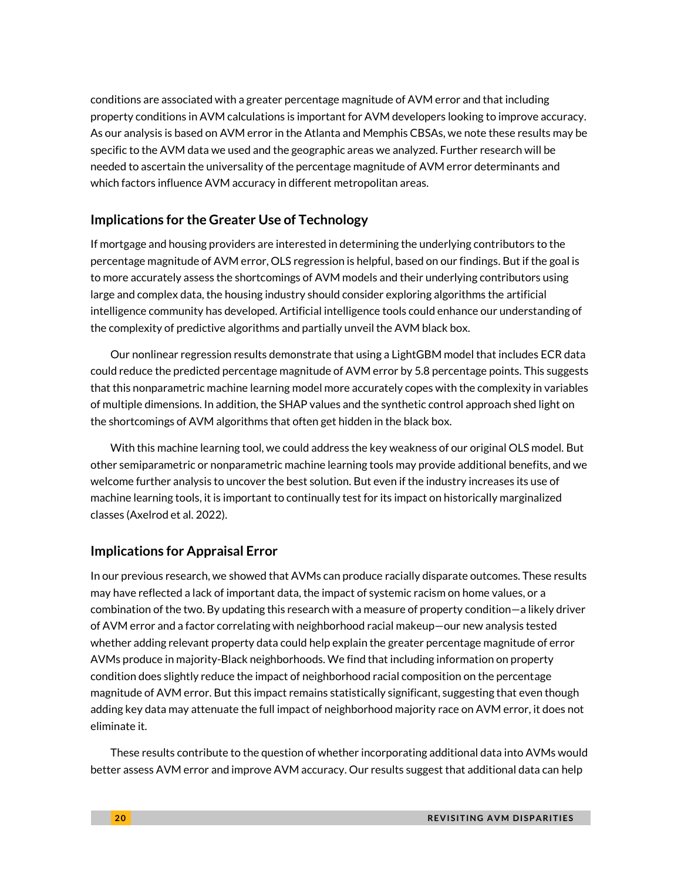conditions are associated with a greater percentage magnitude of AVM error and that including property conditions in AVM calculations is important for AVM developers looking to improve accuracy. As our analysis is based on AVM error in the Atlanta and Memphis CBSAs, we note these results may be specific to the AVM data we used and the geographic areas we analyzed. Further research will be needed to ascertain the universality of the percentage magnitude of AVM error determinants and which factors influence AVM accuracy in different metropolitan areas.

## Implications for the Greater Use of Technology

If mortgage and housing providers are interested in determining the underlying contributors to the percentage magnitude of AVM error, OLS regression is helpful, based on our findings. But if the goal is to more accurately assess the shortcomings of AVM models and their underlying contributors using large and complex data, the housing industry should consider exploring algorithms the artificial intelligence community has developed. Artificial intelligence tools could enhance our understanding of the complexity of predictive algorithms and partially unveil the AVM black box.

Our nonlinear regression results demonstrate that using a LightGBM model that includes ECR data could reduce the predicted percentage magnitude of AVM error by 5.8 percentage points. This suggests that this nonparametric machine learning model more accurately copes with the complexity in variables of multiple dimensions. In addition, the SHAP values and the synthetic control approach shed light on the shortcomings of AVM algorithms that often get hidden in the black box.

With this machine learning tool, we could address the key weakness of our original OLS model. But other semiparametric or nonparametric machine learning tools may provide additional benefits, and we welcome further analysis to uncover the best solution. But even if the industry increases its use of machine learning tools, it is important to continually test for its impact on historically marginalized classes (Axelrod et al. 2022).

## Implications for Appraisal Error

In our previous research, we showed that AVMs can produce racially disparate outcomes. These results may have reflected a lack of important data, the impact of systemic racism on home values, or a combination of the two. By updating this research with a measure of property condition—a likely driver of AVM error and a factor correlating with neighborhood racial makeup—our new analysis tested whether adding relevant property data could help explain the greater percentage magnitude of error AVMs produce in majority-Black neighborhoods. We find that including information on property condition does slightly reduce the impact of neighborhood racial composition on the percentage magnitude of AVM error. But this impact remains statistically significant, suggesting that even though adding key data may attenuate the full impact of neighborhood majority race on AVM error, it does not eliminate it.

These results contribute to the question of whether incorporating additional data into AVMs would better assess AVM error and improve AVM accuracy. Our results suggest that additional data can help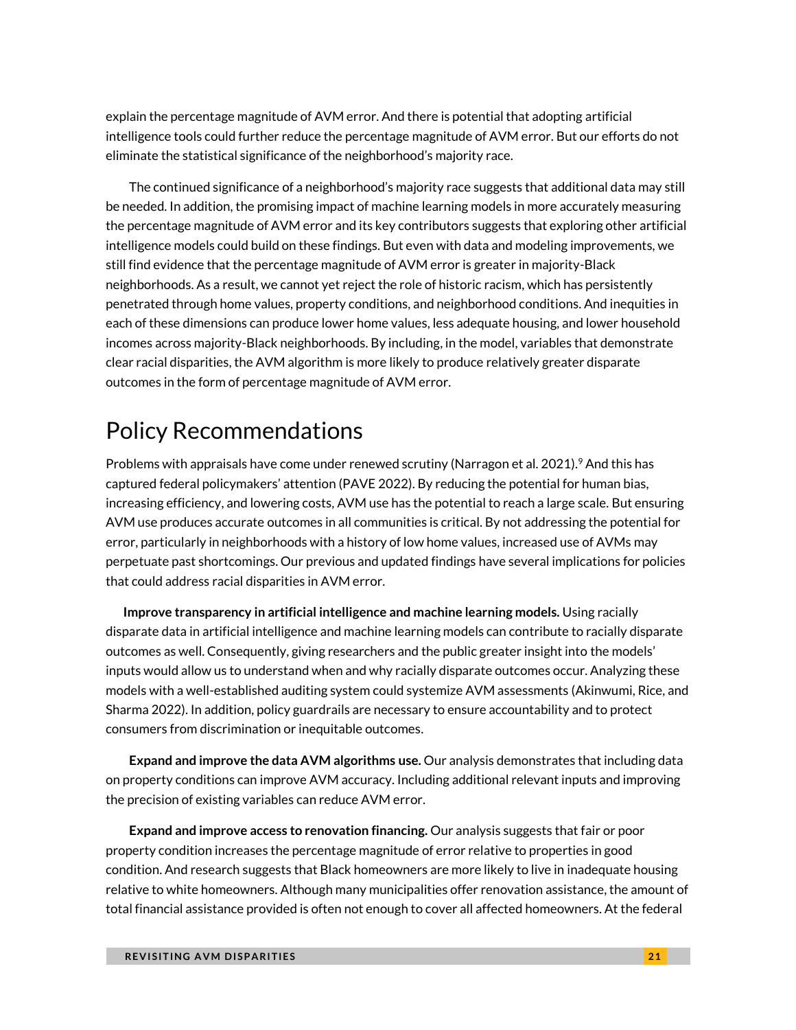explain the percentage magnitude of AVM error. And there is potential that adopting artificial intelligence tools could further reduce the percentage magnitude of AVM error. But our efforts do not eliminate the statistical significance of the neighborhood's majority race.

The continued significance of a neighborhood's majority race suggests that additional data may still be needed. In addition, the promising impact of machine learning models in more accurately measuring the percentage magnitude of AVM error and its key contributors suggests that exploring other artificial intelligence models could build on these findings. But even with data and modeling improvements, we still find evidence that the percentage magnitude of AVM error is greater in majority-Black neighborhoods. As a result, we cannot yet reject the role of historic racism, which has persistently penetrated through home values, property conditions, and neighborhood conditions. And inequities in each of these dimensions can produce lower home values, less adequate housing, and lower household incomes across majority-Black neighborhoods. By including, in the model, variables that demonstrate clear racial disparities, the AVM algorithm is more likely to produce relatively greater disparate outcomes in the form of percentage magnitude of AVM error.

## Policy Recommendations

Problems with appraisals have come under renewed scrutiny (Narragon et al. 2021).[9] And this has captured federal policymakers' attention (PAVE 2022). By reducing the potential for human bias, increasing efficiency, and lowering costs, AVM use has the potential to reach a large scale. But ensuring AVM use produces accurate outcomes in all communities is critical. By not addressing the potential for error, particularly in neighborhoods with a history of low home values, increased use of AVMs may perpetuate past shortcomings. Our previous and updated findings have several implications for policies that could address racial disparities in AVM error.

**Improve transparency in artificial intelligence and machine learning models.** Using racially disparate data in artificial intelligence and machine learning models can contribute to racially disparate outcomes as well. Consequently, giving researchers and the public greater insight into the models' inputs would allow us to understand when and why racially disparate outcomes occur. Analyzing these models with a well-established auditing system could systemize AVM assessments (Akinwumi, Rice, and Sharma 2022). In addition, policy guardrails are necessary to ensure accountability and to protect consumers from discrimination or inequitable outcomes.

**Expand and improve the data AVM algorithms use.** Our analysis demonstrates that including data on property conditions can improve AVM accuracy. Including additional relevant inputs and improving the precision of existing variables can reduce AVM error.

**Expand and improve access to renovation financing.** Our analysis suggests that fair or poor property condition increases the percentage magnitude of error relative to properties in good condition. And research suggests that Black homeowners are more likely to live in inadequate housing relative to white homeowners. Although many municipalities offer renovation assistance, the amount of total financial assistance provided is often not enough to cover all affected homeowners. At the federal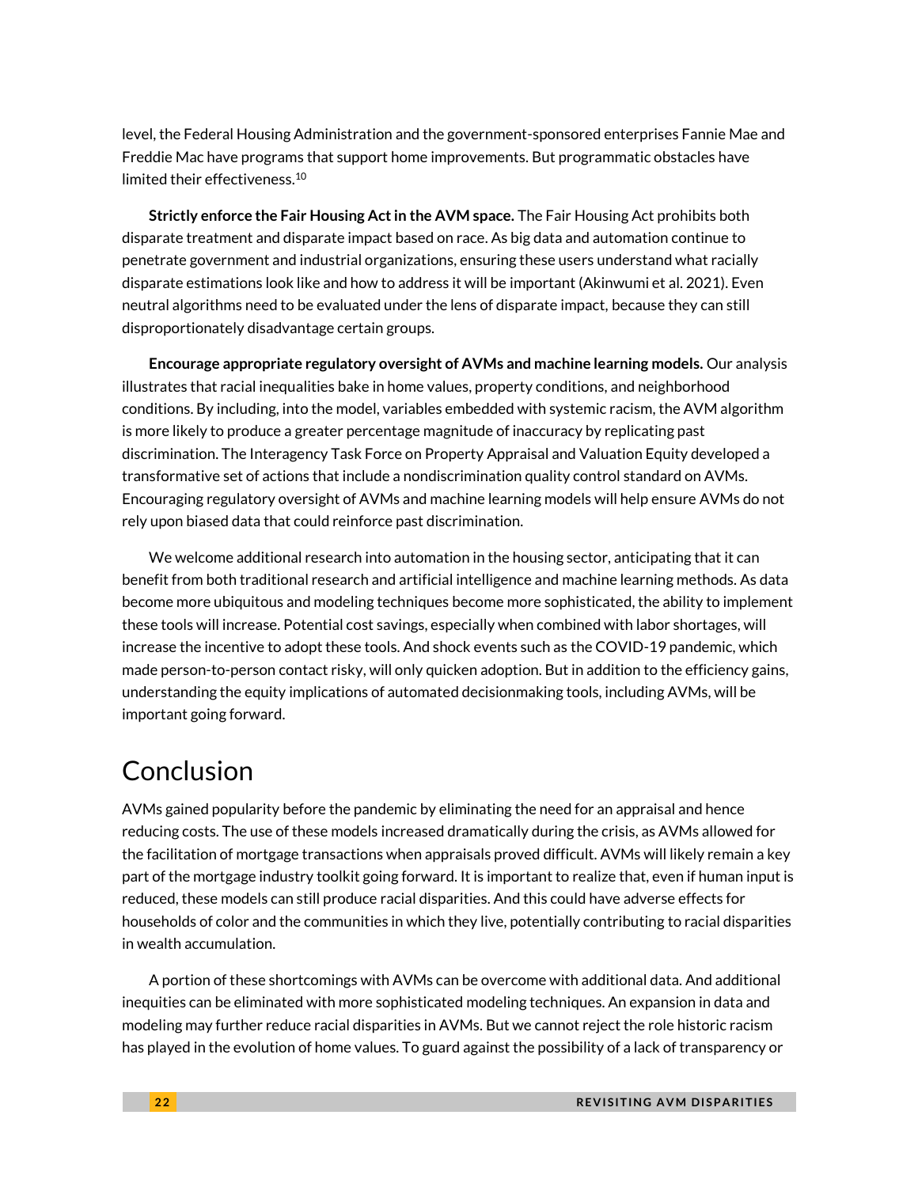level, the Federal Housing Administration and the government-sponsored enterprises Fannie Mae and Freddie Mac have programs that support home improvements. But programmatic obstacles have limited their effectiveness.[10]

**Strictly enforce the Fair Housing Act in the AVM space.** The Fair Housing Act prohibits both disparate treatment and disparate impact based on race. As big data and automation continue to penetrate government and industrial organizations, ensuring these users understand what racially disparate estimations look like and how to address it will be important (Akinwumi et al. 2021). Even neutral algorithms need to be evaluated under the lens of disparate impact, because they can still disproportionately disadvantage certain groups.

**Encourage appropriate regulatory oversight of AVMs and machine learning models.** Our analysis illustrates that racial inequalities bake in home values, property conditions, and neighborhood conditions. By including, into the model, variables embedded with systemic racism, the AVM algorithm is more likely to produce a greater percentage magnitude of inaccuracy by replicating past discrimination. The Interagency Task Force on Property Appraisal and Valuation Equity developed a transformative set of actions that include a nondiscrimination quality control standard on AVMs. Encouraging regulatory oversight of AVMs and machine learning models will help ensure AVMs do not rely upon biased data that could reinforce past discrimination.

We welcome additional research into automation in the housing sector, anticipating that it can benefit from both traditional research and artificial intelligence and machine learning methods. As data become more ubiquitous and modeling techniques become more sophisticated, the ability to implement these tools will increase. Potential cost savings, especially when combined with labor shortages, will increase the incentive to adopt these tools. And shock events such as the COVID-19 pandemic, which made person-to-person contact risky, will only quicken adoption. But in addition to the efficiency gains, understanding the equity implications of automated decisionmaking tools, including AVMs, will be important going forward.

# Conclusion

AVMs gained popularity before the pandemic by eliminating the need for an appraisal and hence reducing costs. The use of these models increased dramatically during the crisis, as AVMs allowed for the facilitation of mortgage transactions when appraisals proved difficult. AVMs will likely remain a key part of the mortgage industry toolkit going forward. It is important to realize that, even if human input is reduced, these models can still produce racial disparities. And this could have adverse effects for households of color and the communities in which they live, potentially contributing to racial disparities in wealth accumulation.

A portion of these shortcomings with AVMs can be overcome with additional data. And additional inequities can be eliminated with more sophisticated modeling techniques. An expansion in data and modeling may further reduce racial disparities in AVMs. But we cannot reject the role historic racism has played in the evolution of home values. To guard against the possibility of a lack of transparency or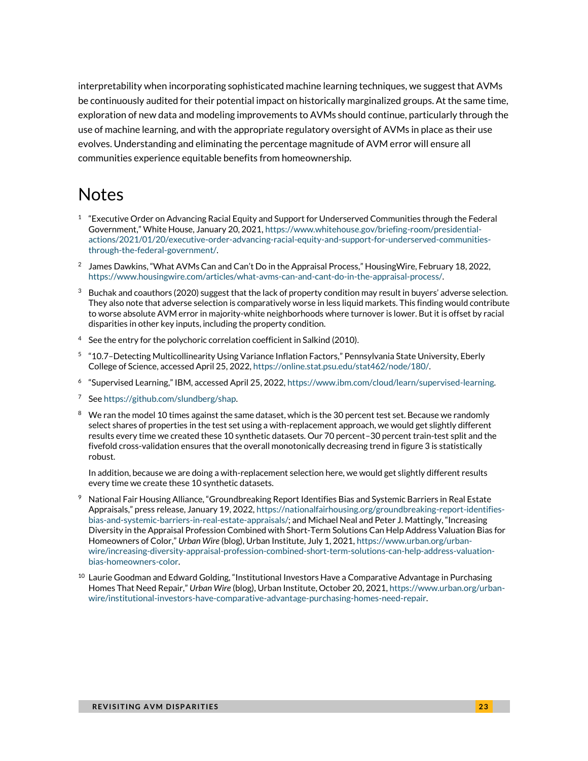interpretability when incorporating sophisticated machine learning techniques, we suggest that AVMs be continuously audited for their potential impact on historically marginalized groups. At the same time, exploration of new data and modeling improvements to AVMs should continue, particularly through the use of machine learning, and with the appropriate regulatory oversight of AVMs in place as their use evolves. Understanding and eliminating the percentage magnitude of AVM error will ensure all communities experience equitable benefits from homeownership.

# Notes

1. "Executive Order on Advancing Racial Equity and Support for Underserved Communities through the Federal Government," White House, January 20, 2021, https://www.whitehouse.gov/briefing-room/presidential-actions/2021/01/20/executive-order-advancing-racial-equity-and-support-for-underserved-communities-through-the-federal-government/.

2. James Dawkins, "What AVMs Can and Can't Do in the Appraisal Process," HousingWire, February 18, 2022, https://www.housingwire.com/articles/what-avms-can-and-cant-do-in-the-appraisal-process/.

3. Buchak and coauthors (2020) suggest that the lack of property condition may result in buyers' adverse selection. They also note that adverse selection is comparatively worse in less liquid markets. This finding would contribute to worse absolute AVM error in majority-white neighborhoods where turnover is lower. But it is offset by racial disparities in other key inputs, including the property condition.

4. See the entry for the polychoric correlation coefficient in Salkind (2010).

5. "10.7–Detecting Multicollinearity Using Variance Inflation Factors," Pennsylvania State University, Eberly College of Science, accessed April 25, 2022, https://online.stat.psu.edu/stat462/node/180/.

6. "Supervised Learning," IBM, accessed April 25, 2022, https://www.ibm.com/cloud/learn/supervised-learning.

7. See https://github.com/slundberg/shap.

8. We ran the model 10 times against the same dataset, which is the 30 percent test set. Because we randomly select shares of properties in the test set using a with-replacement approach, we would get slightly different results every time we created these 10 synthetic datasets. Our 70 percent–30 percent train-test split and the fivefold cross-validation ensures that the overall monotonically decreasing trend in figure 3 is statistically robust.

   In addition, because we are doing a with-replacement selection here, we would get slightly different results every time we create these 10 synthetic datasets.

9. National Fair Housing Alliance, "Groundbreaking Report Identifies Bias and Systemic Barriers in Real Estate Appraisals," press release, January 19, 2022, https://nationalfairhousing.org/groundbreaking-report-identifies-bias-and-systemic-barriers-in-real-estate-appraisals/; and Michael Neal and Peter J. Mattingly, "Increasing Diversity in the Appraisal Profession Combined with Short-Term Solutions Can Help Address Valuation Bias for Homeowners of Color," *Urban Wire* (blog), Urban Institute, July 1, 2021, https://www.urban.org/urban-wire/increasing-diversity-appraisal-profession-combined-short-term-solutions-can-help-address-valuation-bias-homeowners-color.

10. Laurie Goodman and Edward Golding, "Institutional Investors Have a Comparative Advantage in Purchasing Homes That Need Repair," *Urban Wire* (blog), Urban Institute, October 20, 2021, https://www.urban.org/urban-wire/institutional-investors-have-comparative-advantage-purchasing-homes-need-repair.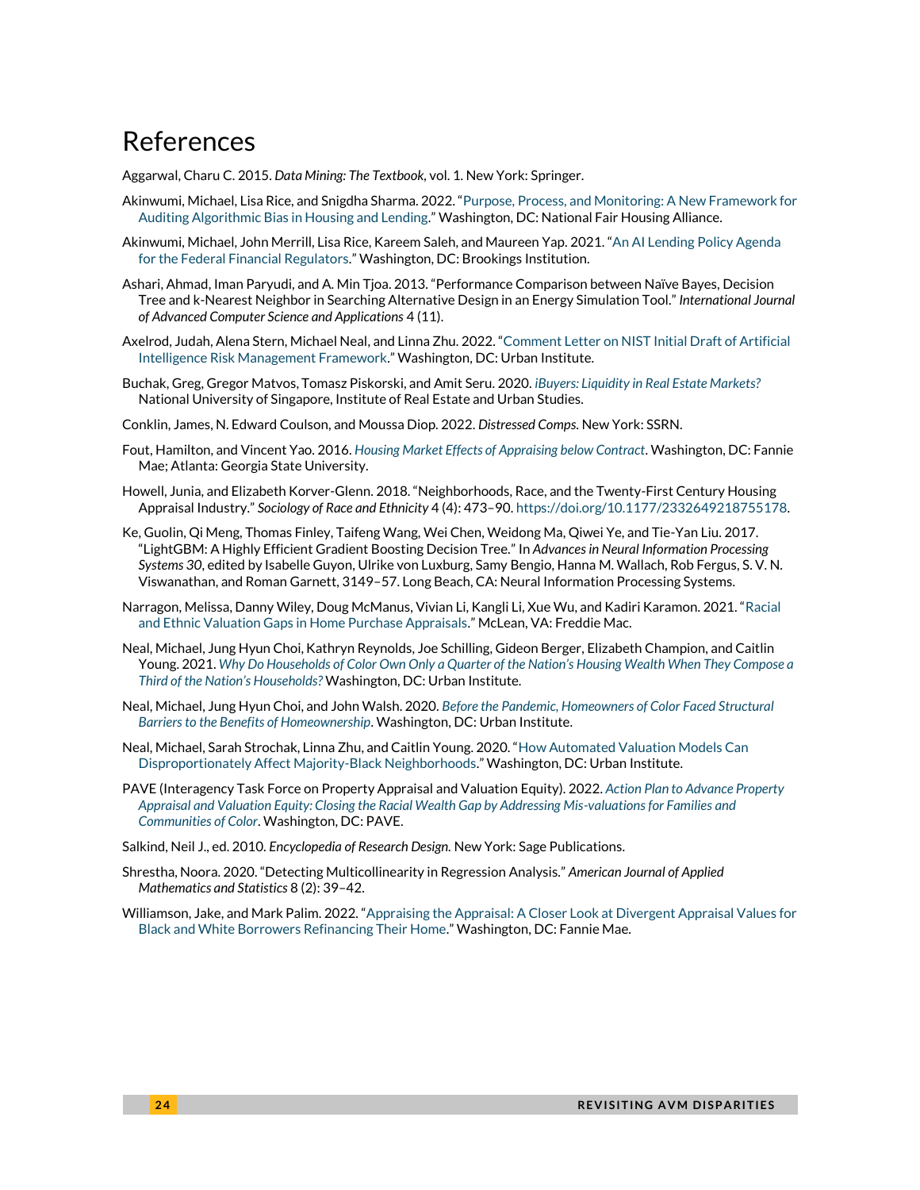# References

Aggarwal, Charu C. 2015. *Data Mining: The Textbook*, vol. 1. New York: Springer.

Akinwumi, Michael, Lisa Rice, and Snigdha Sharma. 2022. "Purpose, Process, and Monitoring: A New Framework for Auditing Algorithmic Bias in Housing and Lending." Washington, DC: National Fair Housing Alliance.

Akinwumi, Michael, John Merrill, Lisa Rice, Kareem Saleh, and Maureen Yap. 2021. "An AI Lending Policy Agenda for the Federal Financial Regulators." Washington, DC: Brookings Institution.

Ashari, Ahmad, Iman Paryudi, and A. Min Tjoa. 2013. "Performance Comparison between Naïve Bayes, Decision Tree and k-Nearest Neighbor in Searching Alternative Design in an Energy Simulation Tool." *International Journal of Advanced Computer Science and Applications* 4 (11).

Axelrod, Judah, Alena Stern, Michael Neal, and Linna Zhu. 2022. "Comment Letter on NIST Initial Draft of Artificial Intelligence Risk Management Framework." Washington, DC: Urban Institute.

Buchak, Greg, Gregor Matvos, Tomasz Piskorski, and Amit Seru. 2020. *iBuyers: Liquidity in Real Estate Markets?* National University of Singapore, Institute of Real Estate and Urban Studies.

Conklin, James, N. Edward Coulson, and Moussa Diop. 2022. *Distressed Comps.* New York: SSRN.

Fout, Hamilton, and Vincent Yao. 2016. *Housing Market Effects of Appraising below Contract*. Washington, DC: Fannie Mae; Atlanta: Georgia State University.

Howell, Junia, and Elizabeth Korver-Glenn. 2018. "Neighborhoods, Race, and the Twenty-First Century Housing Appraisal Industry." *Sociology of Race and Ethnicity* 4 (4): 473–90. https://doi.org/10.1177/2332649218755178.

Ke, Guolin, Qi Meng, Thomas Finley, Taifeng Wang, Wei Chen, Weidong Ma, Qiwei Ye, and Tie-Yan Liu. 2017. "LightGBM: A Highly Efficient Gradient Boosting Decision Tree." In *Advances in Neural Information Processing Systems 30*, edited by Isabelle Guyon, Ulrike von Luxburg, Samy Bengio, Hanna M. Wallach, Rob Fergus, S. V. N. Viswanathan, and Roman Garnett, 3149–57. Long Beach, CA: Neural Information Processing Systems.

Narragon, Melissa, Danny Wiley, Doug McManus, Vivian Li, Kangli Li, Xue Wu, and Kadiri Karamon. 2021. "Racial and Ethnic Valuation Gaps in Home Purchase Appraisals." McLean, VA: Freddie Mac.

Neal, Michael, Jung Hyun Choi, Kathryn Reynolds, Joe Schilling, Gideon Berger, Elizabeth Champion, and Caitlin Young. 2021. *Why Do Households of Color Own Only a Quarter of the Nation's Housing Wealth When They Compose a Third of the Nation's Households?* Washington, DC: Urban Institute.

Neal, Michael, Jung Hyun Choi, and John Walsh. 2020. *Before the Pandemic, Homeowners of Color Faced Structural Barriers to the Benefits of Homeownership*. Washington, DC: Urban Institute.

Neal, Michael, Sarah Strochak, Linna Zhu, and Caitlin Young. 2020. "How Automated Valuation Models Can Disproportionately Affect Majority-Black Neighborhoods." Washington, DC: Urban Institute.

PAVE (Interagency Task Force on Property Appraisal and Valuation Equity). 2022. *Action Plan to Advance Property Appraisal and Valuation Equity: Closing the Racial Wealth Gap by Addressing Mis-valuations for Families and Communities of Color*. Washington, DC: PAVE.

Salkind, Neil J., ed. 2010. *Encyclopedia of Research Design.* New York: Sage Publications.

Shrestha, Noora. 2020. "Detecting Multicollinearity in Regression Analysis." *American Journal of Applied Mathematics and Statistics* 8 (2): 39–42.

Williamson, Jake, and Mark Palim. 2022. "Appraising the Appraisal: A Closer Look at Divergent Appraisal Values for Black and White Borrowers Refinancing Their Home." Washington, DC: Fannie Mae.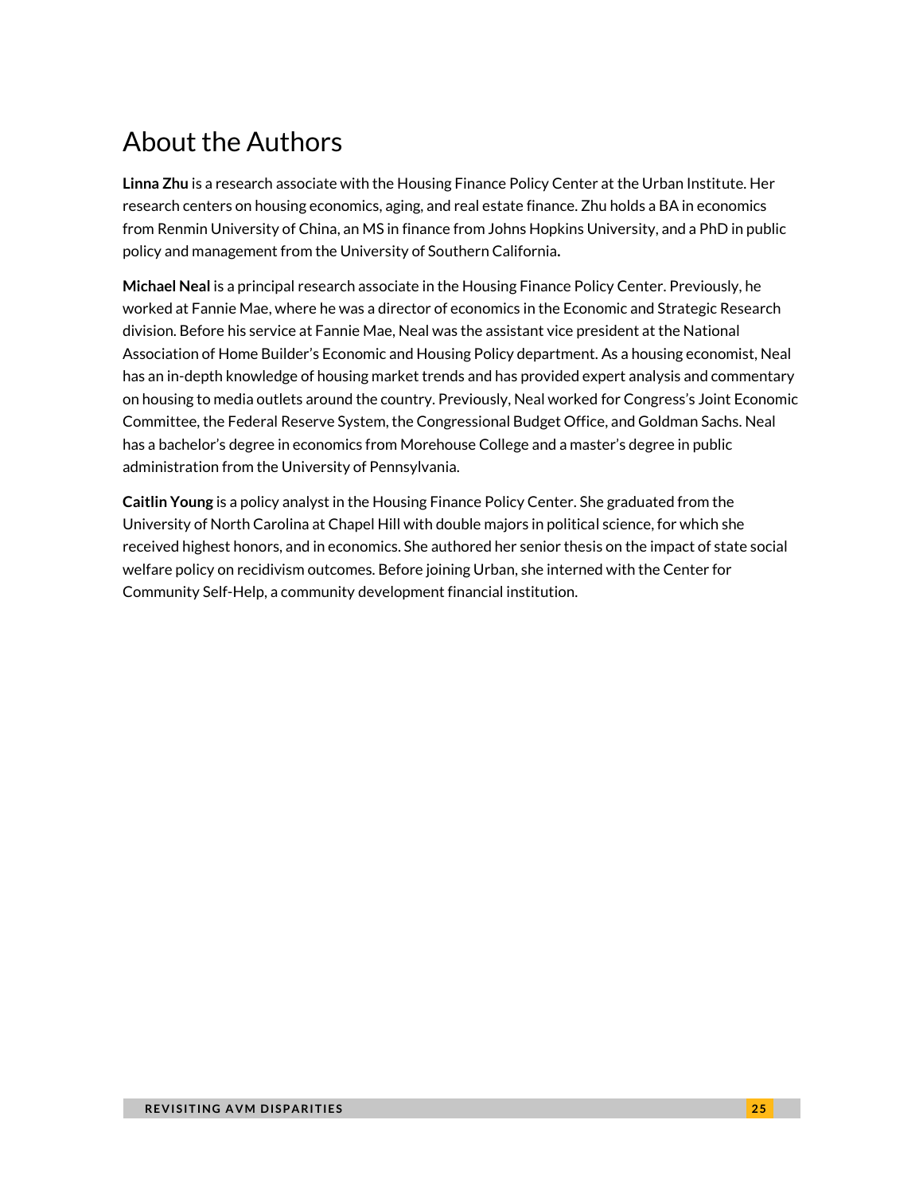# About the Authors

**Linna Zhu** is a research associate with the Housing Finance Policy Center at the Urban Institute. Her research centers on housing economics, aging, and real estate finance. Zhu holds a BA in economics from Renmin University of China, an MS in finance from Johns Hopkins University, and a PhD in public policy and management from the University of Southern California**.**

**Michael Neal** is a principal research associate in the Housing Finance Policy Center. Previously, he worked at Fannie Mae, where he was a director of economics in the Economic and Strategic Research division. Before his service at Fannie Mae, Neal was the assistant vice president at the National Association of Home Builder's Economic and Housing Policy department. As a housing economist, Neal has an in-depth knowledge of housing market trends and has provided expert analysis and commentary on housing to media outlets around the country. Previously, Neal worked for Congress's Joint Economic Committee, the Federal Reserve System, the Congressional Budget Office, and Goldman Sachs. Neal has a bachelor's degree in economics from Morehouse College and a master's degree in public administration from the University of Pennsylvania.

**Caitlin Young** is a policy analyst in the Housing Finance Policy Center. She graduated from the University of North Carolina at Chapel Hill with double majors in political science, for which she received highest honors, and in economics. She authored her senior thesis on the impact of state social welfare policy on recidivism outcomes. Before joining Urban, she interned with the Center for Community Self-Help, a community development financial institution.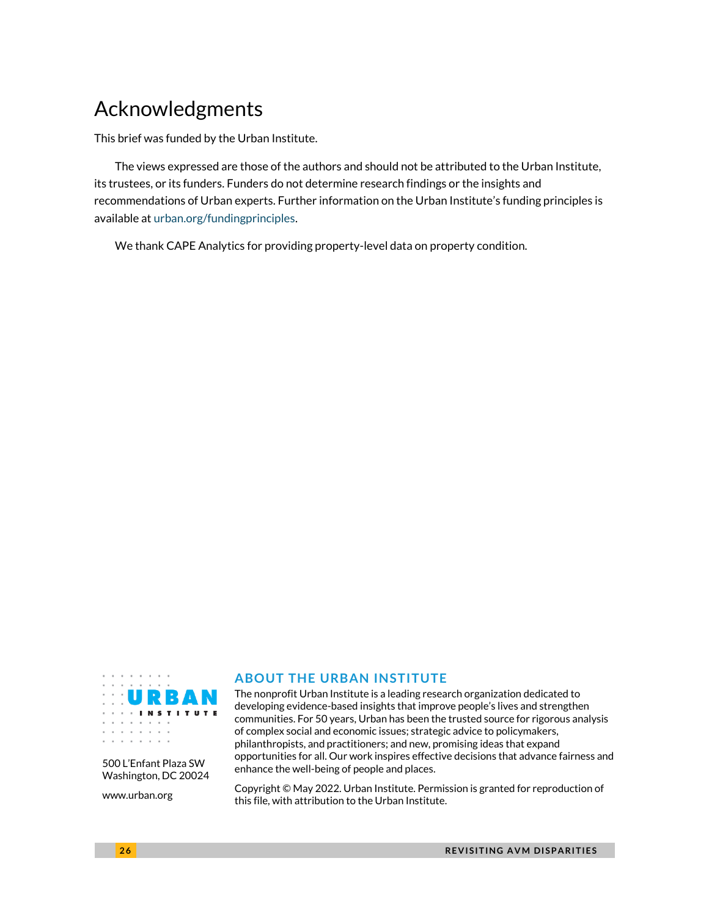# Acknowledgments

This brief was funded by the Urban Institute.

The views expressed are those of the authors and should not be attributed to the Urban Institute, its trustees, or its funders. Funders do not determine research findings or the insights and recommendations of Urban experts. Further information on the Urban Institute's funding principles is available at urban.org/fundingprinciples.

We thank CAPE Analytics for providing property-level data on property condition.

URBAN INSTITUTE

500 L'Enfant Plaza SW
Washington, DC 20024

www.urban.org

## ABOUT THE URBAN INSTITUTE

The nonprofit Urban Institute is a leading research organization dedicated to developing evidence-based insights that improve people's lives and strengthen communities. For 50 years, Urban has been the trusted source for rigorous analysis of complex social and economic issues; strategic advice to policymakers, philanthropists, and practitioners; and new, promising ideas that expand opportunities for all. Our work inspires effective decisions that advance fairness and enhance the well-being of people and places.

Copyright © May 2022. Urban Institute. Permission is granted for reproduction of this file, with attribution to the Urban Institute.